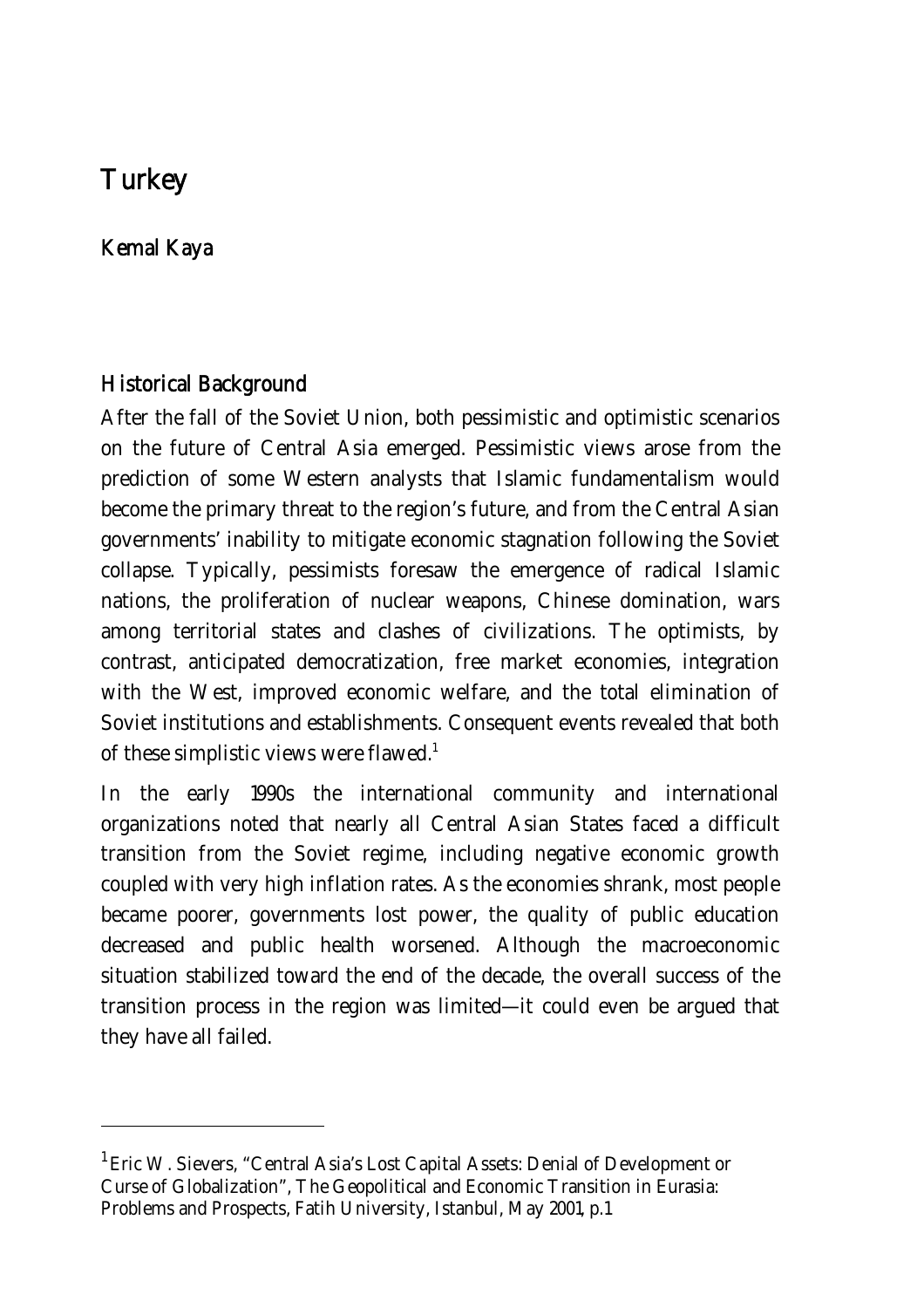# Turkey

## Kemal Kaya

## Historical Background

After the fall of the Soviet Union, both pessimistic and optimistic scenarios on the future of Central Asia emerged. Pessimistic views arose from the prediction of some Western analysts that Islamic fundamentalism would become the primary threat to the region's future, and from the Central Asian governments' inability to mitigate economic stagnation following the Soviet collapse. Typically, pessimists foresaw the emergence of radical Islamic nations, the proliferation of nuclear weapons, Chinese domination, wars among territorial states and clashes of civilizations. The optimists, by contrast, anticipated democratization, free market economies, integration with the West, improved economic welfare, and the total elimination of Soviet institutions and establishments. Consequent events revealed that both of these simplistic views were flawed.[1]

In the early 1990s the international community and international organizations noted that nearly all Central Asian States faced a difficult transition from the Soviet regime, including negative economic growth coupled with very high inflation rates. As the economies shrank, most people became poorer, governments lost power, the quality of public education decreased and public health worsened. Although the macroeconomic situation stabilized toward the end of the decade, the overall success of the transition process in the region was limited—it could even be argued that they have all failed.

---

[1] Eric W. Sievers, "Central Asia's Lost Capital Assets: Denial of Development or Curse of Globalization", The Geopolitical and Economic Transition in Eurasia: Problems and Prospects, Fatih University, Istanbul, May 2001, p.1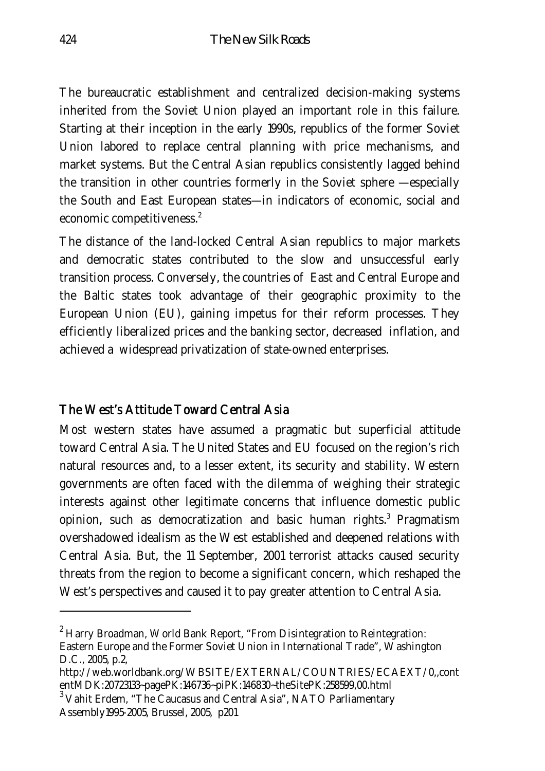The bureaucratic establishment and centralized decision-making systems inherited from the Soviet Union played an important role in this failure. Starting at their inception in the early 1990s, republics of the former Soviet Union labored to replace central planning with price mechanisms, and market systems. But the Central Asian republics consistently lagged behind the transition in other countries formerly in the Soviet sphere —especially the South and East European states—in indicators of economic, social and economic competitiveness.[2]

The distance of the land-locked Central Asian republics to major markets and democratic states contributed to the slow and unsuccessful early transition process. Conversely, the countries of East and Central Europe and the Baltic states took advantage of their geographic proximity to the European Union (EU), gaining impetus for their reform processes. They efficiently liberalized prices and the banking sector, decreased inflation, and achieved a widespread privatization of state-owned enterprises.

## The West's Attitude Toward Central Asia

Most western states have assumed a pragmatic but superficial attitude toward Central Asia. The United States and EU focused on the region's rich natural resources and, to a lesser extent, its security and stability. Western governments are often faced with the dilemma of weighing their strategic interests against other legitimate concerns that influence domestic public opinion, such as democratization and basic human rights.[3] Pragmatism overshadowed idealism as the West established and deepened relations with Central Asia. But, the 11 September, 2001 terrorist attacks caused security threats from the region to become a significant concern, which reshaped the West's perspectives and caused it to pay greater attention to Central Asia.

---

[2] Harry Broadman, World Bank Report, "From Disintegration to Reintegration: Eastern Europe and the Former Soviet Union in International Trade", Washington D.C., 2005, p.2, http://web.worldbank.org/WBSITE/EXTERNAL/COUNTRIES/ECAEXT/0,,contentMDK:20723133~pagePK:146736~piPK:146830~theSitePK:258599,00.html

[3] Vahit Erdem, "The Caucasus and Central Asia", NATO Parliamentary Assembly1995-2005, Brussel, 2005, p201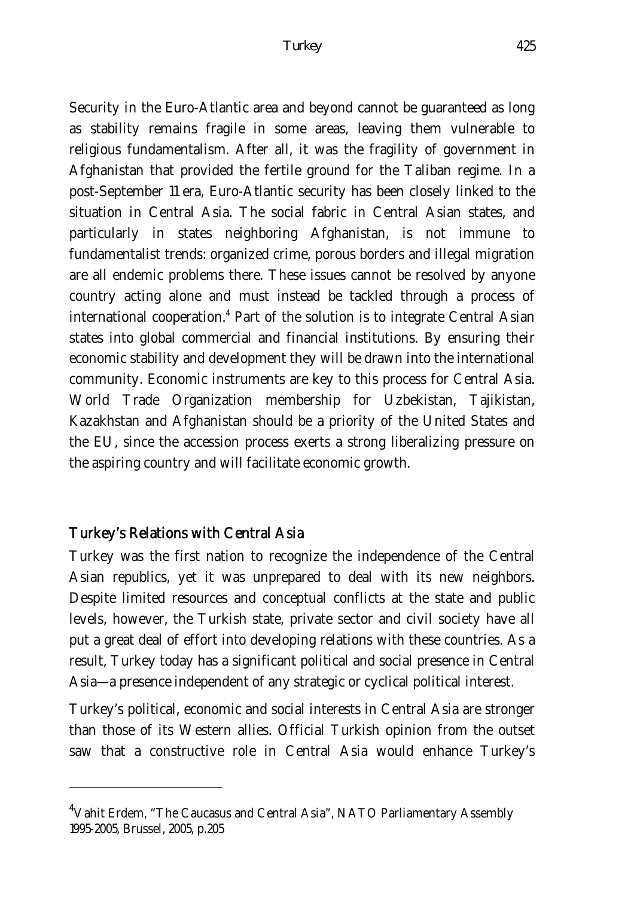Security in the Euro-Atlantic area and beyond cannot be guaranteed as long as stability remains fragile in some areas, leaving them vulnerable to religious fundamentalism. After all, it was the fragility of government in Afghanistan that provided the fertile ground for the Taliban regime. In a post-September 11 era, Euro-Atlantic security has been closely linked to the situation in Central Asia. The social fabric in Central Asian states, and particularly in states neighboring Afghanistan, is not immune to fundamentalist trends: organized crime, porous borders and illegal migration are all endemic problems there. These issues cannot be resolved by anyone country acting alone and must instead be tackled through a process of international cooperation.[4] Part of the solution is to integrate Central Asian states into global commercial and financial institutions. By ensuring their economic stability and development they will be drawn into the international community. Economic instruments are key to this process for Central Asia. World Trade Organization membership for Uzbekistan, Tajikistan, Kazakhstan and Afghanistan should be a priority of the United States and the EU, since the accession process exerts a strong liberalizing pressure on the aspiring country and will facilitate economic growth.

## Turkey's Relations with Central Asia

Turkey was the first nation to recognize the independence of the Central Asian republics, yet it was unprepared to deal with its new neighbors. Despite limited resources and conceptual conflicts at the state and public levels, however, the Turkish state, private sector and civil society have all put a great deal of effort into developing relations with these countries. As a result, Turkey today has a significant political and social presence in Central Asia—a presence independent of any strategic or cyclical political interest.

Turkey's political, economic and social interests in Central Asia are stronger than those of its Western allies. Official Turkish opinion from the outset saw that a constructive role in Central Asia would enhance Turkey's

[4] Vahit Erdem, "The Caucasus and Central Asia", NATO Parliamentary Assembly 1995-2005, Brussel, 2005, p.205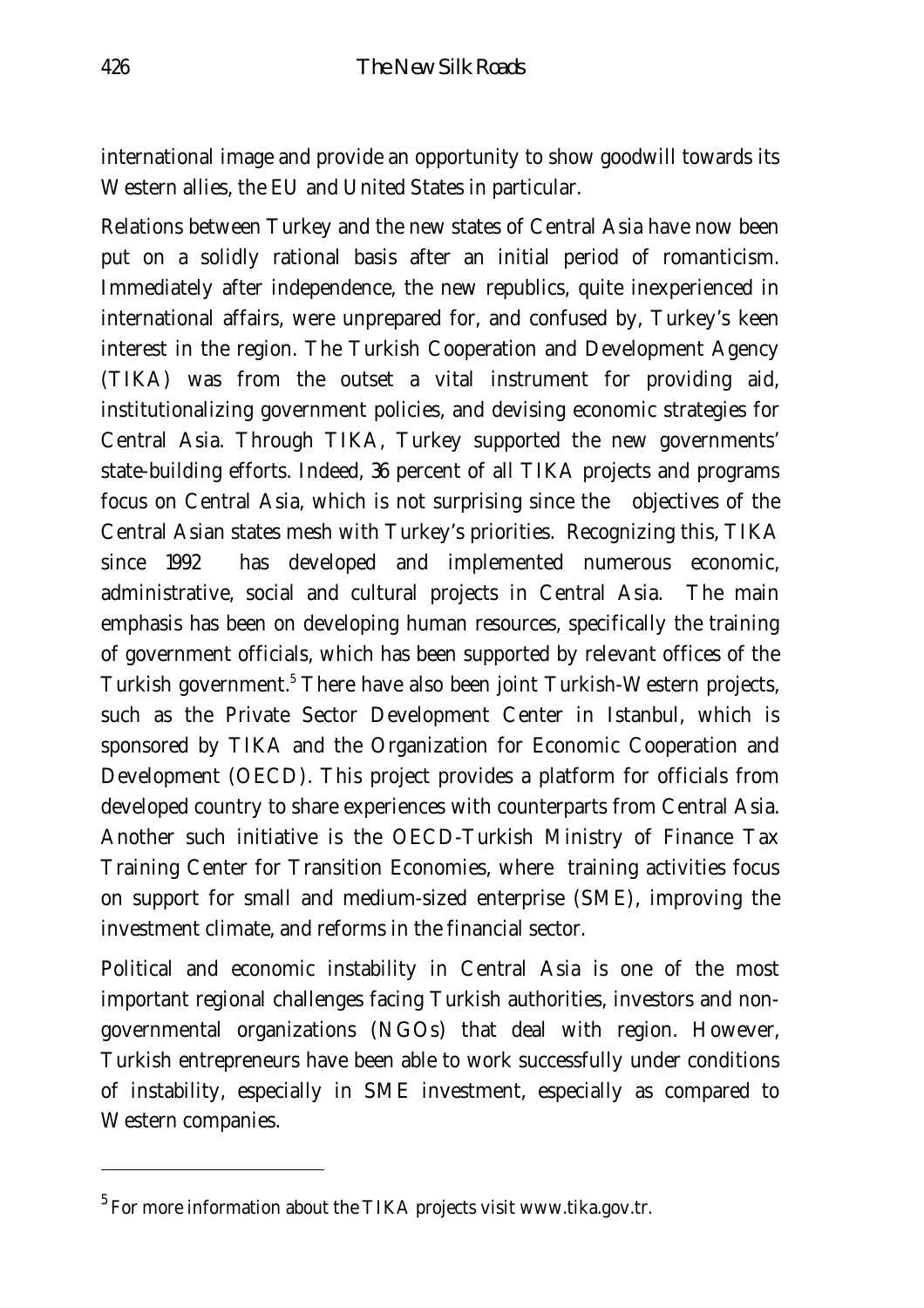international image and provide an opportunity to show goodwill towards its Western allies, the EU and United States in particular.

Relations between Turkey and the new states of Central Asia have now been put on a solidly rational basis after an initial period of romanticism. Immediately after independence, the new republics, quite inexperienced in international affairs, were unprepared for, and confused by, Turkey's keen interest in the region. The Turkish Cooperation and Development Agency (TIKA) was from the outset a vital instrument for providing aid, institutionalizing government policies, and devising economic strategies for Central Asia. Through TIKA, Turkey supported the new governments' state-building efforts. Indeed, 36 percent of all TIKA projects and programs focus on Central Asia, which is not surprising since the objectives of the Central Asian states mesh with Turkey's priorities. Recognizing this, TIKA since 1992 has developed and implemented numerous economic, administrative, social and cultural projects in Central Asia. The main emphasis has been on developing human resources, specifically the training of government officials, which has been supported by relevant offices of the Turkish government.[5] There have also been joint Turkish-Western projects, such as the Private Sector Development Center in Istanbul, which is sponsored by TIKA and the Organization for Economic Cooperation and Development (OECD). This project provides a platform for officials from developed country to share experiences with counterparts from Central Asia. Another such initiative is the OECD-Turkish Ministry of Finance Tax Training Center for Transition Economies, where training activities focus on support for small and medium-sized enterprise (SME), improving the investment climate, and reforms in the financial sector.

Political and economic instability in Central Asia is one of the most important regional challenges facing Turkish authorities, investors and non-governmental organizations (NGOs) that deal with region. However, Turkish entrepreneurs have been able to work successfully under conditions of instability, especially in SME investment, especially as compared to Western companies.

---

[5] For more information about the TIKA projects visit www.tika.gov.tr.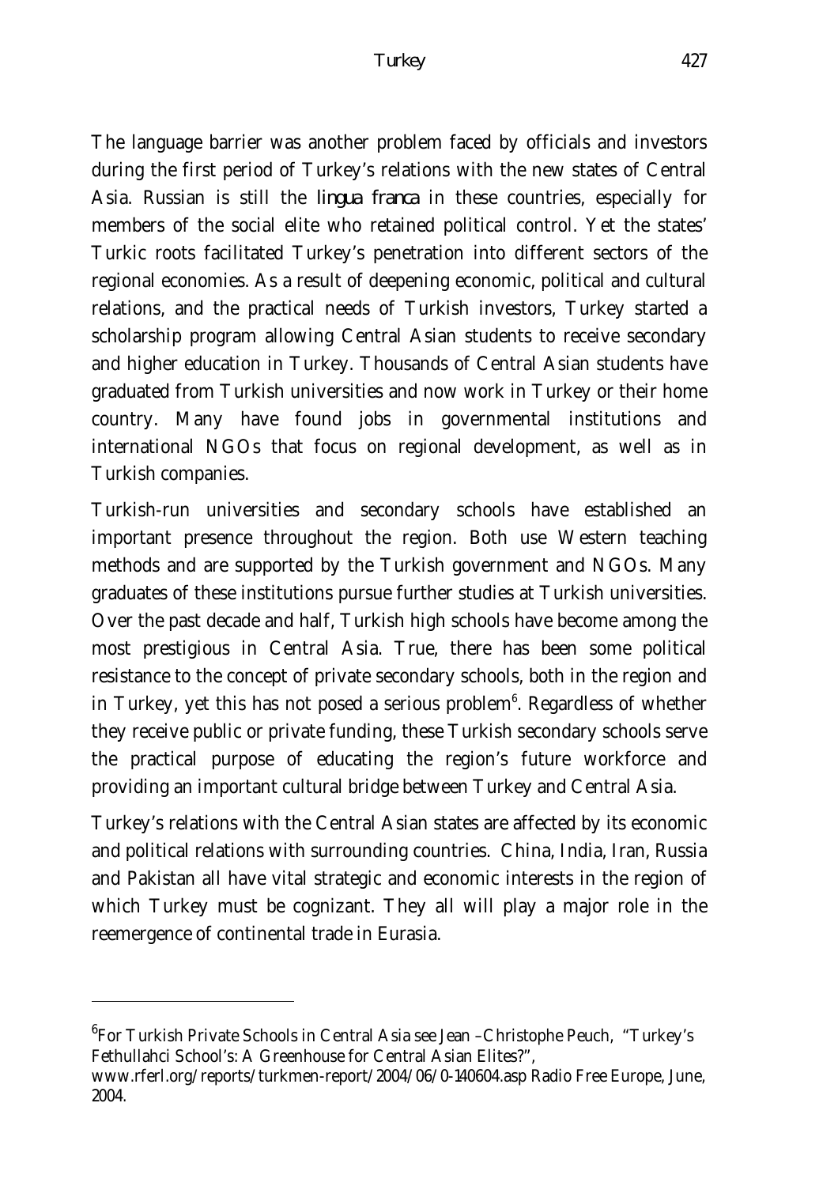The language barrier was another problem faced by officials and investors during the first period of Turkey's relations with the new states of Central Asia. Russian is still the *lingua franca* in these countries, especially for members of the social elite who retained political control. Yet the states' Turkic roots facilitated Turkey's penetration into different sectors of the regional economies. As a result of deepening economic, political and cultural relations, and the practical needs of Turkish investors, Turkey started a scholarship program allowing Central Asian students to receive secondary and higher education in Turkey. Thousands of Central Asian students have graduated from Turkish universities and now work in Turkey or their home country. Many have found jobs in governmental institutions and international NGOs that focus on regional development, as well as in Turkish companies.

Turkish-run universities and secondary schools have established an important presence throughout the region. Both use Western teaching methods and are supported by the Turkish government and NGOs. Many graduates of these institutions pursue further studies at Turkish universities. Over the past decade and half, Turkish high schools have become among the most prestigious in Central Asia. True, there has been some political resistance to the concept of private secondary schools, both in the region and in Turkey, yet this has not posed a serious problem[6]. Regardless of whether they receive public or private funding, these Turkish secondary schools serve the practical purpose of educating the region's future workforce and providing an important cultural bridge between Turkey and Central Asia.

Turkey's relations with the Central Asian states are affected by its economic and political relations with surrounding countries. China, India, Iran, Russia and Pakistan all have vital strategic and economic interests in the region of which Turkey must be cognizant. They all will play a major role in the reemergence of continental trade in Eurasia.

---

[6]For Turkish Private Schools in Central Asia see Jean –Christophe Peuch, "Turkey's Fethullahci School's: A Greenhouse for Central Asian Elites?", www.rferl.org/reports/turkmen-report/2004/06/0-140604.asp Radio Free Europe, June, 2004.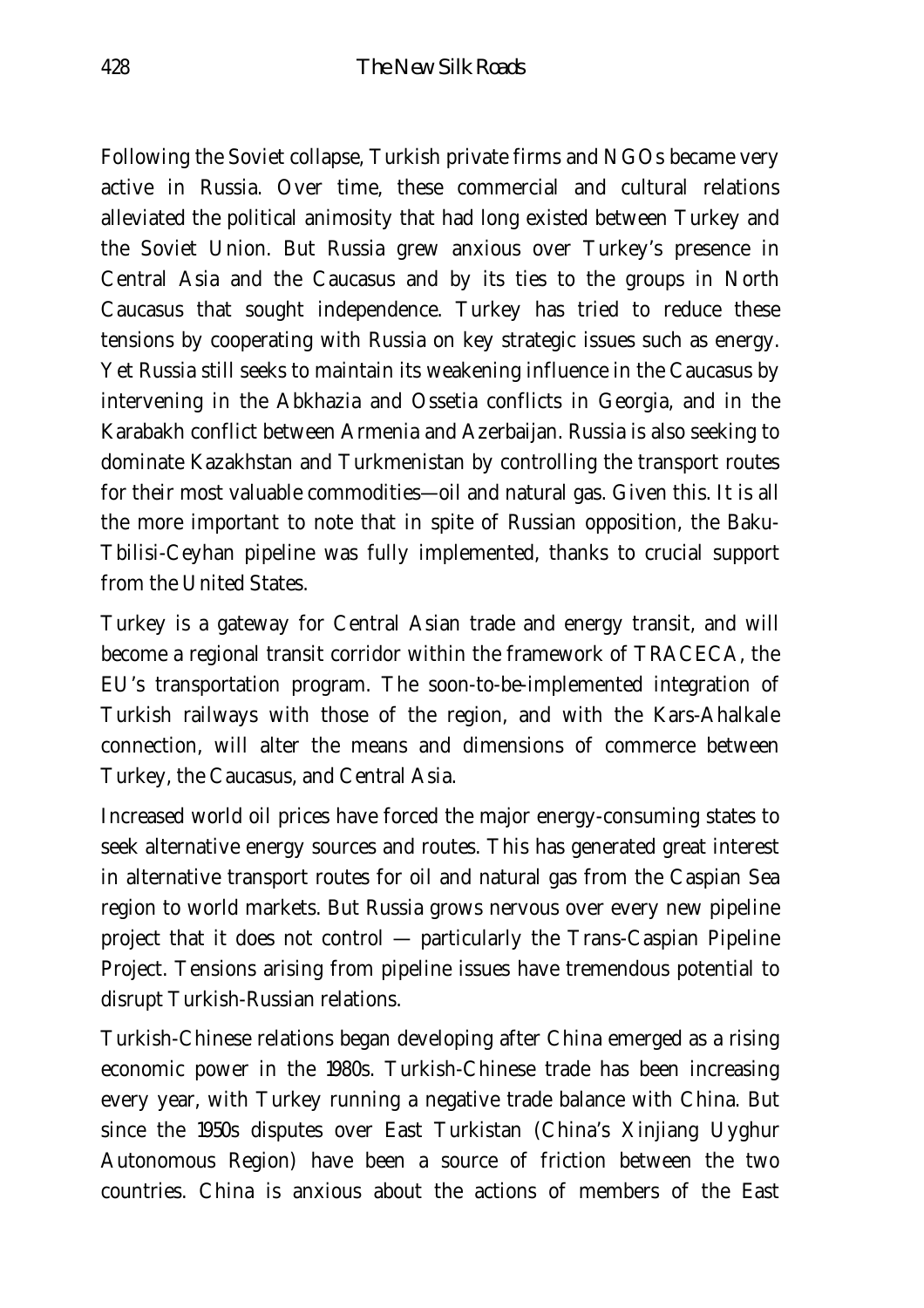Following the Soviet collapse, Turkish private firms and NGOs became very active in Russia. Over time, these commercial and cultural relations alleviated the political animosity that had long existed between Turkey and the Soviet Union. But Russia grew anxious over Turkey's presence in Central Asia and the Caucasus and by its ties to the groups in North Caucasus that sought independence. Turkey has tried to reduce these tensions by cooperating with Russia on key strategic issues such as energy. Yet Russia still seeks to maintain its weakening influence in the Caucasus by intervening in the Abkhazia and Ossetia conflicts in Georgia, and in the Karabakh conflict between Armenia and Azerbaijan. Russia is also seeking to dominate Kazakhstan and Turkmenistan by controlling the transport routes for their most valuable commodities—oil and natural gas. Given this. It is all the more important to note that in spite of Russian opposition, the Baku-Tbilisi-Ceyhan pipeline was fully implemented, thanks to crucial support from the United States.

Turkey is a gateway for Central Asian trade and energy transit, and will become a regional transit corridor within the framework of TRACECA, the EU's transportation program. The soon-to-be-implemented integration of Turkish railways with those of the region, and with the Kars-Ahalkale connection, will alter the means and dimensions of commerce between Turkey, the Caucasus, and Central Asia.

Increased world oil prices have forced the major energy-consuming states to seek alternative energy sources and routes. This has generated great interest in alternative transport routes for oil and natural gas from the Caspian Sea region to world markets. But Russia grows nervous over every new pipeline project that it does not control — particularly the Trans-Caspian Pipeline Project. Tensions arising from pipeline issues have tremendous potential to disrupt Turkish-Russian relations.

Turkish-Chinese relations began developing after China emerged as a rising economic power in the 1980s. Turkish-Chinese trade has been increasing every year, with Turkey running a negative trade balance with China. But since the 1950s disputes over East Turkistan (China's Xinjiang Uyghur Autonomous Region) have been a source of friction between the two countries. China is anxious about the actions of members of the East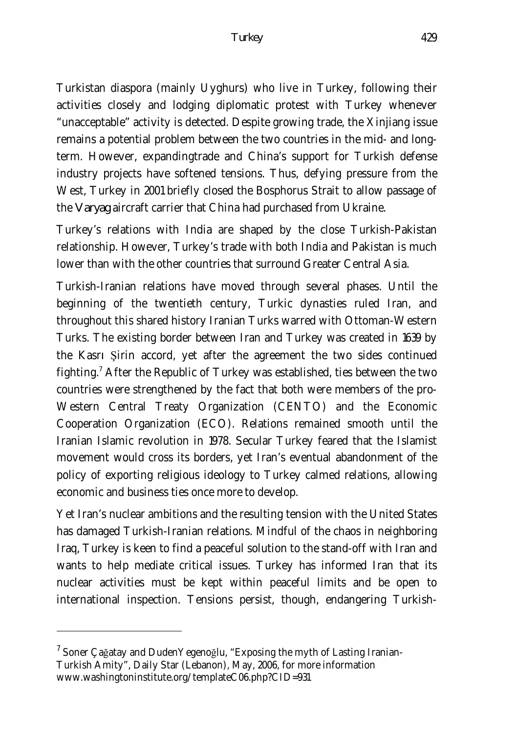Turkistan diaspora (mainly Uyghurs) who live in Turkey, following their activities closely and lodging diplomatic protest with Turkey whenever "unacceptable" activity is detected. Despite growing trade, the Xinjiang issue remains a potential problem between the two countries in the mid- and long-term. However, expandingtrade and China's support for Turkish defense industry projects have softened tensions. Thus, defying pressure from the West, Turkey in 2001 briefly closed the Bosphorus Strait to allow passage of the *Varyag* aircraft carrier that China had purchased from Ukraine.

Turkey's relations with India are shaped by the close Turkish-Pakistan relationship. However, Turkey's trade with both India and Pakistan is much lower than with the other countries that surround Greater Central Asia.

Turkish-Iranian relations have moved through several phases. Until the beginning of the twentieth century, Turkic dynasties ruled Iran, and throughout this shared history Iranian Turks warred with Ottoman-Western Turks. The existing border between Iran and Turkey was created in 1639 by the Kasrı Şirin accord, yet after the agreement the two sides continued fighting.[7] After the Republic of Turkey was established, ties between the two countries were strengthened by the fact that both were members of the pro-Western Central Treaty Organization (CENTO) and the Economic Cooperation Organization (ECO). Relations remained smooth until the Iranian Islamic revolution in 1978. Secular Turkey feared that the Islamist movement would cross its borders, yet Iran's eventual abandonment of the policy of exporting religious ideology to Turkey calmed relations, allowing economic and business ties once more to develop.

Yet Iran's nuclear ambitions and the resulting tension with the United States has damaged Turkish-Iranian relations. Mindful of the chaos in neighboring Iraq, Turkey is keen to find a peaceful solution to the stand-off with Iran and wants to help mediate critical issues. Turkey has informed Iran that its nuclear activities must be kept within peaceful limits and be open to international inspection. Tensions persist, though, endangering Turkish-

---

[7] Soner Çağatay and DudenYegenoğlu, "Exposing the myth of Lasting Iranian-Turkish Amity", Daily Star (Lebanon), May, 2006, for more information www.washingtoninstitute.org/templateC06.php?CID=931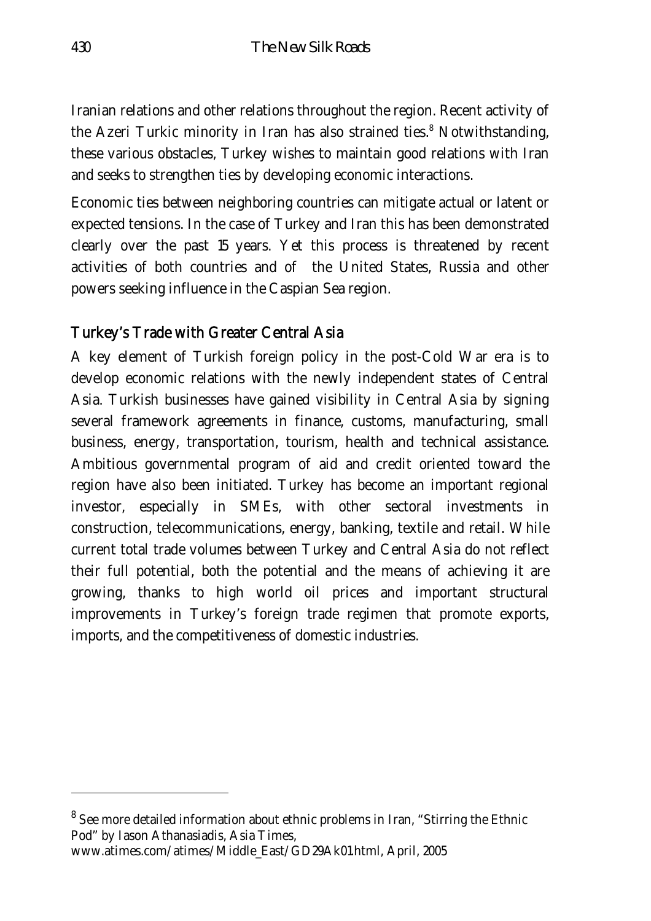Iranian relations and other relations throughout the region. Recent activity of the Azeri Turkic minority in Iran has also strained ties.[8] Notwithstanding, these various obstacles, Turkey wishes to maintain good relations with Iran and seeks to strengthen ties by developing economic interactions.

Economic ties between neighboring countries can mitigate actual or latent or expected tensions. In the case of Turkey and Iran this has been demonstrated clearly over the past 15 years. Yet this process is threatened by recent activities of both countries and of the United States, Russia and other powers seeking influence in the Caspian Sea region.

## Turkey's Trade with Greater Central Asia

A key element of Turkish foreign policy in the post-Cold War era is to develop economic relations with the newly independent states of Central Asia. Turkish businesses have gained visibility in Central Asia by signing several framework agreements in finance, customs, manufacturing, small business, energy, transportation, tourism, health and technical assistance. Ambitious governmental program of aid and credit oriented toward the region have also been initiated. Turkey has become an important regional investor, especially in SMEs, with other sectoral investments in construction, telecommunications, energy, banking, textile and retail. While current total trade volumes between Turkey and Central Asia do not reflect their full potential, both the potential and the means of achieving it are growing, thanks to high world oil prices and important structural improvements in Turkey's foreign trade regimen that promote exports, imports, and the competitiveness of domestic industries.

---

[8] See more detailed information about ethnic problems in Iran, "Stirring the Ethnic Pod" by Iason Athanasiadis, Asia Times, www.atimes.com/atimes/Middle_East/GD29Ak01.html, April, 2005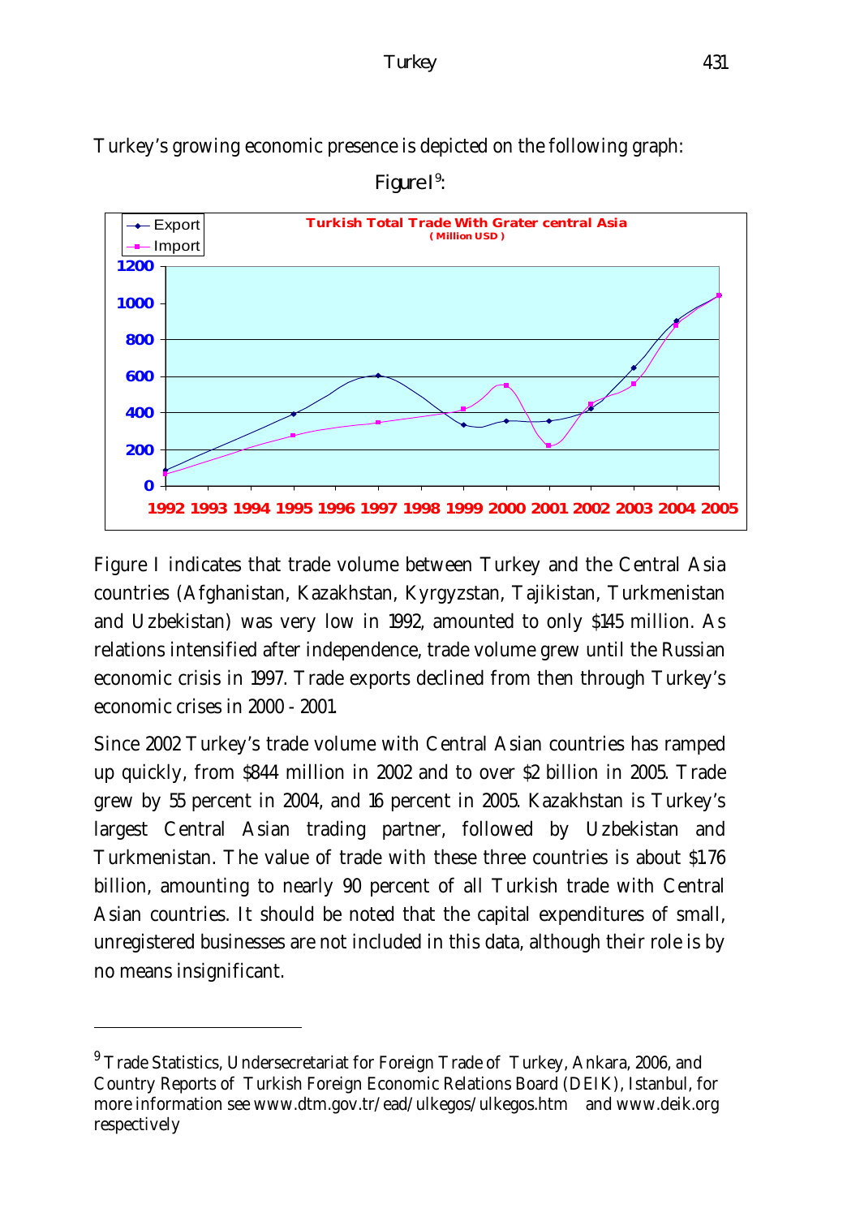Turkey's growing economic presence is depicted on the following graph:

Figure I[9]:

Figure I indicates that trade volume between Turkey and the Central Asia countries (Afghanistan, Kazakhstan, Kyrgyzstan, Tajikistan, Turkmenistan and Uzbekistan) was very low in 1992, amounted to only $145 million. As relations intensified after independence, trade volume grew until the Russian economic crisis in 1997. Trade exports declined from then through Turkey's economic crises in 2000 - 2001.

Since 2002 Turkey's trade volume with Central Asian countries has ramped up quickly, from $844 million in 2002 and to over $2 billion in 2005. Trade grew by 55 percent in 2004, and 16 percent in 2005. Kazakhstan is Turkey's largest Central Asian trading partner, followed by Uzbekistan and Turkmenistan. The value of trade with these three countries is about $1.76 billion, amounting to nearly 90 percent of all Turkish trade with Central Asian countries. It should be noted that the capital expenditures of small, unregistered businesses are not included in this data, although their role is by no means insignificant.

---

[9] Trade Statistics, Undersecretariat for Foreign Trade of Turkey, Ankara, 2006, and Country Reports of Turkish Foreign Economic Relations Board (DEIK), Istanbul, for more information see www.dtm.gov.tr/ead/ulkegos/ulkegos.htm and www.deik.org respectively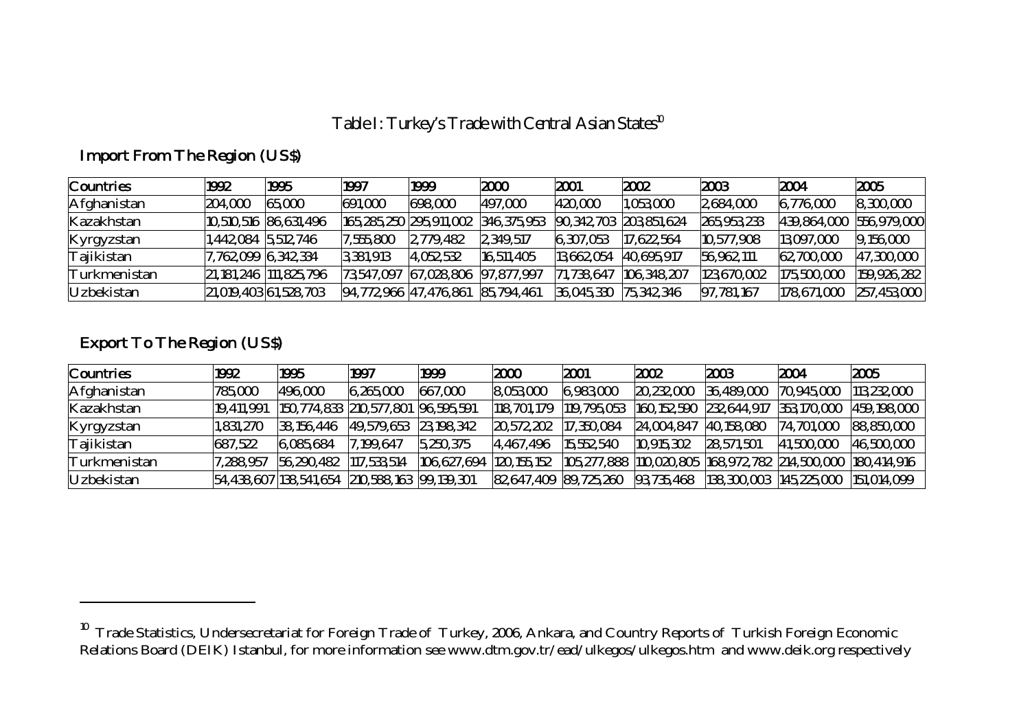Table I: Turkey's Trade with Central Asian States[10]

**Import From The Region (US$)**

| Countries | 1992 | 1995 | 1997 | 1999 | 2000 | 2001 | 2002 | 2003 | 2004 | 2005 |
|---|---|---|---|---|---|---|---|---|---|---|
| Afghanistan | 204,000 | 65,000 | 691,000 | 698,000 | 497,000 | 420,000 | 1,053,000 | 2,684,000 | 6,776,000 | 8,300,000 |
| Kazakhstan | 10,510,516 | 86,631,496 | 165,285,250 | 295,911,002 | 346,375,953 | 90,342,703 | 203,851,624 | 265,953,233 | 439,864,000 | 556,979,000 |
| Kyrgyzstan | 1,442,084 | 5,512,746 | 7,555,800 | 2,779,482 | 2,349,517 | 6,307,053 | 17,622,564 | 10,577,908 | 13,097,000 | 9,156,000 |
| Tajikistan | 7,762,099 | 6,342,334 | 3,381,913 | 4,052,532 | 16,511,405 | 13,662,054 | 40,695,917 | 56,962,111 | 62,700,000 | 47,300,000 |
| Turkmenistan | 21,181,246 | 111,825,796 | 73,547,097 | 67,028,806 | 97,877,997 | 71,738,647 | 106,348,207 | 123,670,002 | 175,500,000 | 159,926,282 |
| Uzbekistan | 21,019,403 | 61,528,703 | 94,772,966 | 47,476,861 | 85,794,461 | 36,045,330 | 75,342,346 | 97,781,167 | 178,671,000 | 257,453,000 |

**Export To The Region (US$)**

| Countries | 1992 | 1995 | 1997 | 1999 | 2000 | 2001 | 2002 | 2003 | 2004 | 2005 |
|---|---|---|---|---|---|---|---|---|---|---|
| Afghanistan | 785,000 | 496,000 | 6,265,000 | 667,000 | 8,053,000 | 6,983,000 | 20,232,000 | 36,489,000 | 70,945,000 | 113,232,000 |
| Kazakhstan | 19,411,991 | 150,774,833 | 210,577,801 | 96,595,591 | 118,701,179 | 119,795,053 | 160,152,590 | 232,644,917 | 353,170,000 | 459,198,000 |
| Kyrgyzstan | 1,831,270 | 38,156,446 | 49,579,653 | 23,198,342 | 20,572,202 | 17,350,084 | 24,004,847 | 40,158,080 | 74,701,000 | 88,850,000 |
| Tajikistan | 687,522 | 6,085,684 | 7,199,647 | 5,250,375 | 4,467,496 | 15,552,540 | 10,915,302 | 28,571,501 | 41,500,000 | 46,500,000 |
| Turkmenistan | 7,288,957 | 56,290,482 | 117,533,514 | 106,627,694 | 120,155,152 | 105,277,888 | 110,020,805 | 168,972,782 | 214,500,000 | 180,414,916 |
| Uzbekistan | 54,438,607 | 138,541,654 | 210,588,163 | 99,139,301 | 82,647,409 | 89,725,260 | 93,735,468 | 138,300,003 | 145,225,000 | 151,014,099 |

---

[10] Trade Statistics, Undersecretariat for Foreign Trade of Turkey, 2006, Ankara, and Country Reports of Turkish Foreign Economic Relations Board (DEIK) Istanbul, for more information see www.dtm.gov.tr/ead/ulkegos/ulkegos.htm and www.deik.org respectively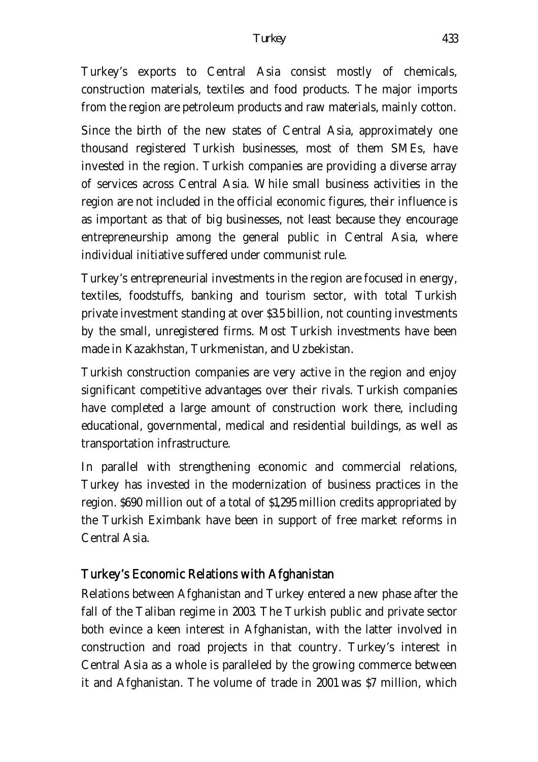Turkey's exports to Central Asia consist mostly of chemicals, construction materials, textiles and food products. The major imports from the region are petroleum products and raw materials, mainly cotton.

Since the birth of the new states of Central Asia, approximately one thousand registered Turkish businesses, most of them SMEs, have invested in the region. Turkish companies are providing a diverse array of services across Central Asia. While small business activities in the region are not included in the official economic figures, their influence is as important as that of big businesses, not least because they encourage entrepreneurship among the general public in Central Asia, where individual initiative suffered under communist rule.

Turkey's entrepreneurial investments in the region are focused in energy, textiles, foodstuffs, banking and tourism sector, with total Turkish private investment standing at over $3.5 billion, not counting investments by the small, unregistered firms. Most Turkish investments have been made in Kazakhstan, Turkmenistan, and Uzbekistan.

Turkish construction companies are very active in the region and enjoy significant competitive advantages over their rivals. Turkish companies have completed a large amount of construction work there, including educational, governmental, medical and residential buildings, as well as transportation infrastructure.

In parallel with strengthening economic and commercial relations, Turkey has invested in the modernization of business practices in the region. $690 million out of a total of $1,295 million credits appropriated by the Turkish Eximbank have been in support of free market reforms in Central Asia.

## Turkey's Economic Relations with Afghanistan

Relations between Afghanistan and Turkey entered a new phase after the fall of the Taliban regime in 2003. The Turkish public and private sector both evince a keen interest in Afghanistan, with the latter involved in construction and road projects in that country. Turkey's interest in Central Asia as a whole is paralleled by the growing commerce between it and Afghanistan. The volume of trade in 2001 was $7 million, which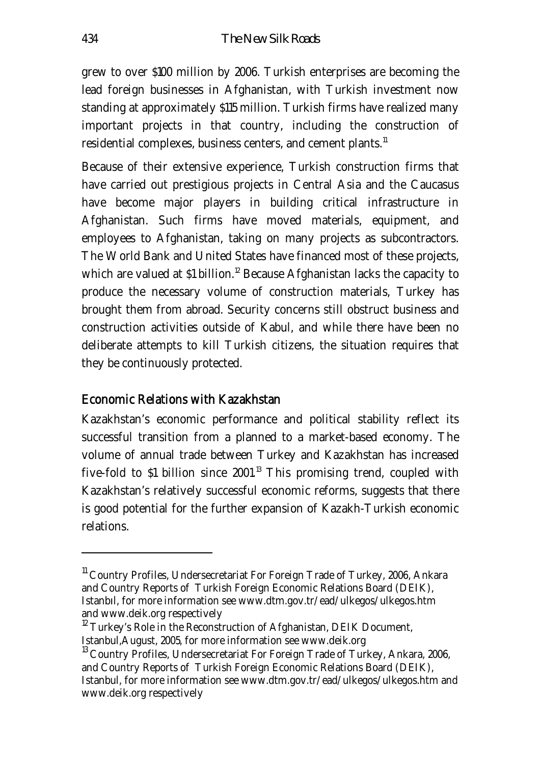grew to over $100 million by 2006. Turkish enterprises are becoming the lead foreign businesses in Afghanistan, with Turkish investment now standing at approximately $115 million. Turkish firms have realized many important projects in that country, including the construction of residential complexes, business centers, and cement plants.[11]

Because of their extensive experience, Turkish construction firms that have carried out prestigious projects in Central Asia and the Caucasus have become major players in building critical infrastructure in Afghanistan. Such firms have moved materials, equipment, and employees to Afghanistan, taking on many projects as subcontractors. The World Bank and United States have financed most of these projects, which are valued at $1 billion.[12] Because Afghanistan lacks the capacity to produce the necessary volume of construction materials, Turkey has brought them from abroad. Security concerns still obstruct business and construction activities outside of Kabul, and while there have been no deliberate attempts to kill Turkish citizens, the situation requires that they be continuously protected.

## Economic Relations with Kazakhstan

Kazakhstan's economic performance and political stability reflect its successful transition from a planned to a market-based economy. The volume of annual trade between Turkey and Kazakhstan has increased five-fold to $1 billion since 2001.[13] This promising trend, coupled with Kazakhstan's relatively successful economic reforms, suggests that there is good potential for the further expansion of Kazakh-Turkish economic relations.

---

[11] Country Profiles, Undersecretariat For Foreign Trade of Turkey, 2006, Ankara and Country Reports of Turkish Foreign Economic Relations Board (DEIK), Istanbıl, for more information see www.dtm.gov.tr/ead/ulkegos/ulkegos.htm and www.deik.org respectively

[12] Turkey's Role in the Reconstruction of Afghanistan, DEIK Document, Istanbul,August, 2005, for more information see www.deik.org

[13] Country Profiles, Undersecretariat For Foreign Trade of Turkey, Ankara, 2006, and Country Reports of Turkish Foreign Economic Relations Board (DEIK), Istanbul, for more information see www.dtm.gov.tr/ead/ulkegos/ulkegos.htm and www.deik.org respectively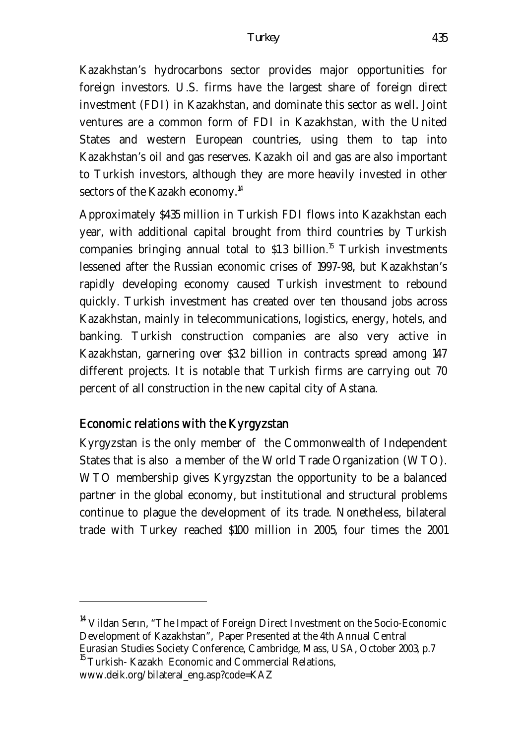Kazakhstan's hydrocarbons sector provides major opportunities for foreign investors. U.S. firms have the largest share of foreign direct investment (FDI) in Kazakhstan, and dominate this sector as well. Joint ventures are a common form of FDI in Kazakhstan, with the United States and western European countries, using them to tap into Kazakhstan's oil and gas reserves. Kazakh oil and gas are also important to Turkish investors, although they are more heavily invested in other sectors of the Kazakh economy.[14]

Approximately $435 million in Turkish FDI flows into Kazakhstan each year, with additional capital brought from third countries by Turkish companies bringing annual total to $1.3 billion.[15] Turkish investments lessened after the Russian economic crises of 1997-98, but Kazakhstan's rapidly developing economy caused Turkish investment to rebound quickly. Turkish investment has created over ten thousand jobs across Kazakhstan, mainly in telecommunications, logistics, energy, hotels, and banking. Turkish construction companies are also very active in Kazakhstan, garnering over $3.2 billion in contracts spread among 147 different projects. It is notable that Turkish firms are carrying out 70 percent of all construction in the new capital city of Astana.

## Economic relations with the Kyrgyzstan

Kyrgyzstan is the only member of the Commonwealth of Independent States that is also a member of the World Trade Organization (WTO). WTO membership gives Kyrgyzstan the opportunity to be a balanced partner in the global economy, but institutional and structural problems continue to plague the development of its trade. Nonetheless, bilateral trade with Turkey reached $100 million in 2005, four times the 2001

---

[14] Vildan Serın, "The Impact of Foreign Direct Investment on the Socio-Economic Development of Kazakhstan", Paper Presented at the 4th Annual Central Eurasian Studies Society Conference, Cambridge, Mass, USA, October 2003, p.7

[15] Turkish- Kazakh Economic and Commercial Relations, www.deik.org/bilateral_eng.asp?code=KAZ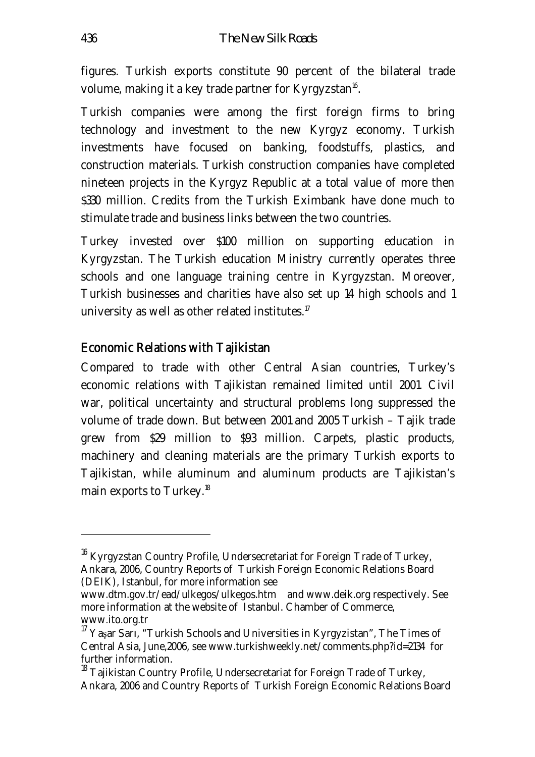figures. Turkish exports constitute 90 percent of the bilateral trade volume, making it a key trade partner for Kyrgyzstan[16].

Turkish companies were among the first foreign firms to bring technology and investment to the new Kyrgyz economy. Turkish investments have focused on banking, foodstuffs, plastics, and construction materials. Turkish construction companies have completed nineteen projects in the Kyrgyz Republic at a total value of more then $330 million. Credits from the Turkish Eximbank have done much to stimulate trade and business links between the two countries.

Turkey invested over $100 million on supporting education in Kyrgyzstan. The Turkish education Ministry currently operates three schools and one language training centre in Kyrgyzstan. Moreover, Turkish businesses and charities have also set up 14 high schools and 1 university as well as other related institutes.[17]

## Economic Relations with Tajikistan

Compared to trade with other Central Asian countries, Turkey's economic relations with Tajikistan remained limited until 2001. Civil war, political uncertainty and structural problems long suppressed the volume of trade down. But between 2001 and 2005 Turkish – Tajik trade grew from $29 million to $93 million. Carpets, plastic products, machinery and cleaning materials are the primary Turkish exports to Tajikistan, while aluminum and aluminum products are Tajikistan's main exports to Turkey.[18]

---

[16] Kyrgyzstan Country Profile, Undersecretariat for Foreign Trade of Turkey, Ankara, 2006, Country Reports of Turkish Foreign Economic Relations Board (DEIK), Istanbul, for more information see www.dtm.gov.tr/ead/ulkegos/ulkegos.htm and www.deik.org respectively. See more information at the website of Istanbul. Chamber of Commerce, www.ito.org.tr

[17] Yaşar Sarı, "Turkish Schools and Universities in Kyrgyzistan", The Times of Central Asia, June,2006, see www.turkishweekly.net/comments.php?id=2134 for further information.

[18] Tajikistan Country Profile, Undersecretariat for Foreign Trade of Turkey, Ankara, 2006 and Country Reports of Turkish Foreign Economic Relations Board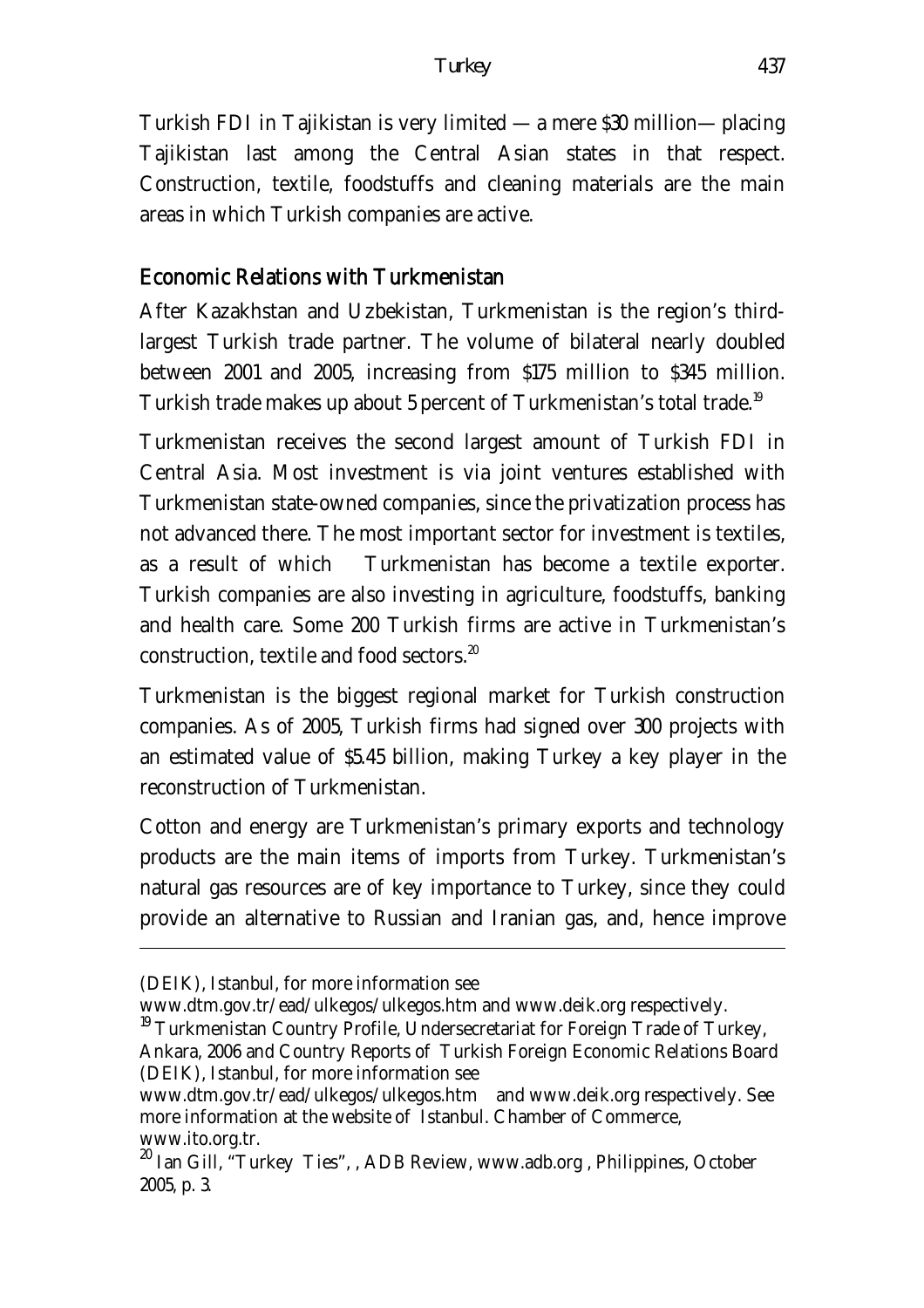Turkish FDI in Tajikistan is very limited — a mere $30 million— placing Tajikistan last among the Central Asian states in that respect. Construction, textile, foodstuffs and cleaning materials are the main areas in which Turkish companies are active.

## Economic Relations with Turkmenistan

After Kazakhstan and Uzbekistan, Turkmenistan is the region's third-largest Turkish trade partner. The volume of bilateral nearly doubled between 2001 and 2005, increasing from $175 million to $345 million. Turkish trade makes up about 5 percent of Turkmenistan's total trade.[19]

Turkmenistan receives the second largest amount of Turkish FDI in Central Asia. Most investment is via joint ventures established with Turkmenistan state-owned companies, since the privatization process has not advanced there. The most important sector for investment is textiles, as a result of which Turkmenistan has become a textile exporter. Turkish companies are also investing in agriculture, foodstuffs, banking and health care. Some 200 Turkish firms are active in Turkmenistan's construction, textile and food sectors.[20]

Turkmenistan is the biggest regional market for Turkish construction companies. As of 2005, Turkish firms had signed over 300 projects with an estimated value of $5.45 billion, making Turkey a key player in the reconstruction of Turkmenistan.

Cotton and energy are Turkmenistan's primary exports and technology products are the main items of imports from Turkey. Turkmenistan's natural gas resources are of key importance to Turkey, since they could provide an alternative to Russian and Iranian gas, and, hence improve

---

(DEIK), Istanbul, for more information see www.dtm.gov.tr/ead/ulkegos/ulkegos.htm and www.deik.org respectively.

[19] Turkmenistan Country Profile, Undersecretariat for Foreign Trade of Turkey, Ankara, 2006 and Country Reports of Turkish Foreign Economic Relations Board (DEIK), Istanbul, for more information see www.dtm.gov.tr/ead/ulkegos/ulkegos.htm and www.deik.org respectively. See more information at the website of Istanbul. Chamber of Commerce, www.ito.org.tr.

[20] Ian Gill, "Turkey Ties", , ADB Review, www.adb.org , Philippines, October 2005, p. 3.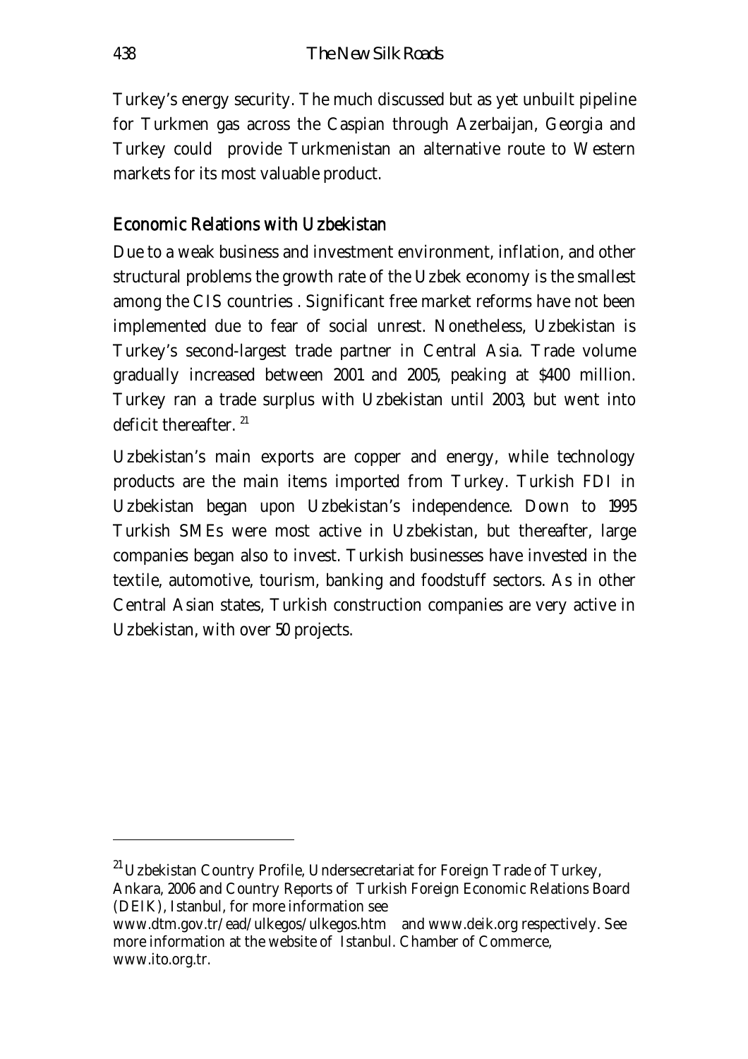Turkey's energy security. The much discussed but as yet unbuilt pipeline for Turkmen gas across the Caspian through Azerbaijan, Georgia and Turkey could provide Turkmenistan an alternative route to Western markets for its most valuable product.

## Economic Relations with Uzbekistan

Due to a weak business and investment environment, inflation, and other structural problems the growth rate of the Uzbek economy is the smallest among the CIS countries . Significant free market reforms have not been implemented due to fear of social unrest. Nonetheless, Uzbekistan is Turkey's second-largest trade partner in Central Asia. Trade volume gradually increased between 2001 and 2005, peaking at $400 million. Turkey ran a trade surplus with Uzbekistan until 2003, but went into deficit thereafter. [21]

Uzbekistan's main exports are copper and energy, while technology products are the main items imported from Turkey. Turkish FDI in Uzbekistan began upon Uzbekistan's independence. Down to 1995 Turkish SMEs were most active in Uzbekistan, but thereafter, large companies began also to invest. Turkish businesses have invested in the textile, automotive, tourism, banking and foodstuff sectors. As in other Central Asian states, Turkish construction companies are very active in Uzbekistan, with over 50 projects.

---

[21] Uzbekistan Country Profile, Undersecretariat for Foreign Trade of Turkey, Ankara, 2006 and Country Reports of Turkish Foreign Economic Relations Board (DEIK), Istanbul, for more information see www.dtm.gov.tr/ead/ulkegos/ulkegos.htm and www.deik.org respectively. See more information at the website of Istanbul. Chamber of Commerce, www.ito.org.tr.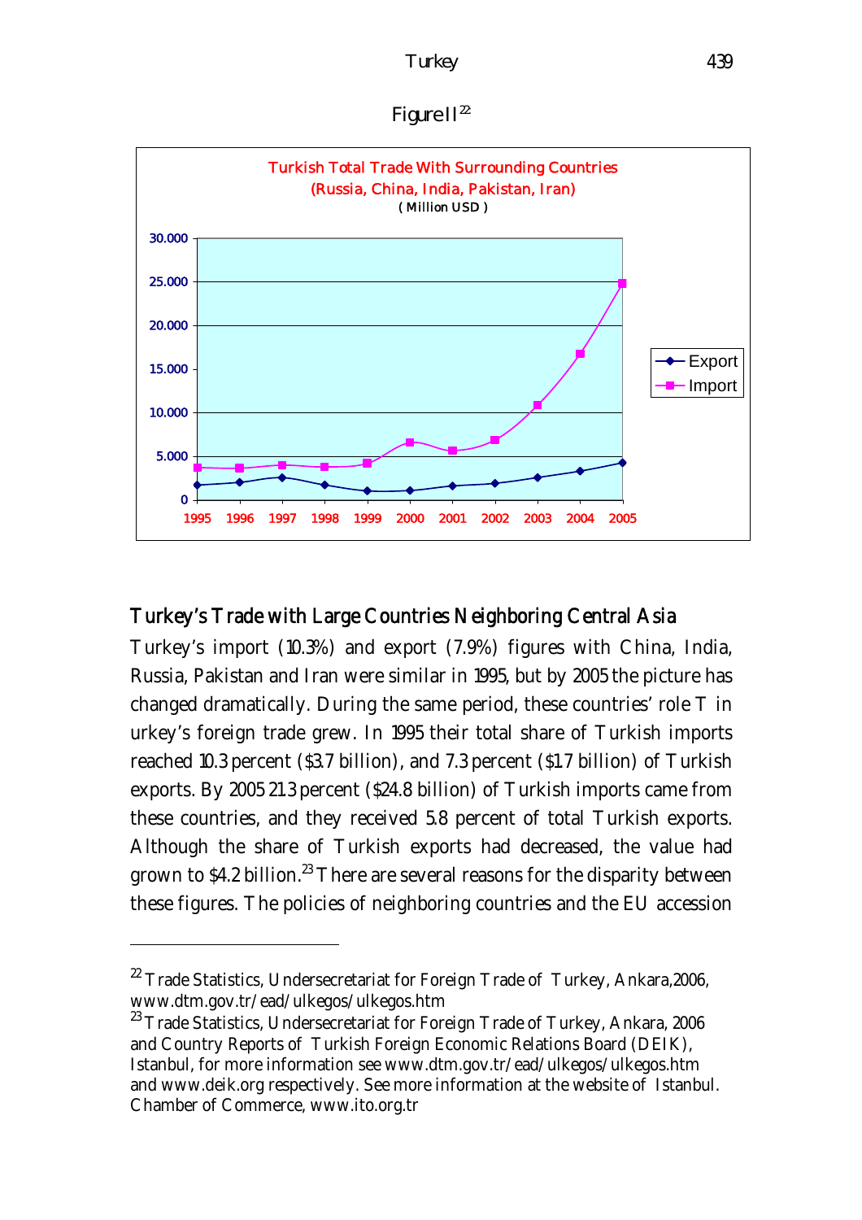Figure II[22]

Turkish Total Trade With Surrounding Countries
(Russia, China, India, Pakistan, Iran)
( Million USD )

## Turkey's Trade with Large Countries Neighboring Central Asia

Turkey's import (10.3%) and export (7.9%) figures with China, India, Russia, Pakistan and Iran were similar in 1995, but by 2005 the picture has changed dramatically. During the same period, these countries' role T in urkey's foreign trade grew. In 1995 their total share of Turkish imports reached 10.3 percent ($3.7 billion), and 7.3 percent ($1.7 billion) of Turkish exports. By 2005 21.3 percent ($24.8 billion) of Turkish imports came from these countries, and they received 5.8 percent of total Turkish exports. Although the share of Turkish exports had decreased, the value had grown to $4.2 billion.[23] There are several reasons for the disparity between these figures. The policies of neighboring countries and the EU accession

---

[22] Trade Statistics, Undersecretariat for Foreign Trade of Turkey, Ankara,2006, www.dtm.gov.tr/ead/ulkegos/ulkegos.htm

[23] Trade Statistics, Undersecretariat for Foreign Trade of Turkey, Ankara, 2006 and Country Reports of Turkish Foreign Economic Relations Board (DEIK), Istanbul, for more information see www.dtm.gov.tr/ead/ulkegos/ulkegos.htm and www.deik.org respectively. See more information at the website of Istanbul. Chamber of Commerce, www.ito.org.tr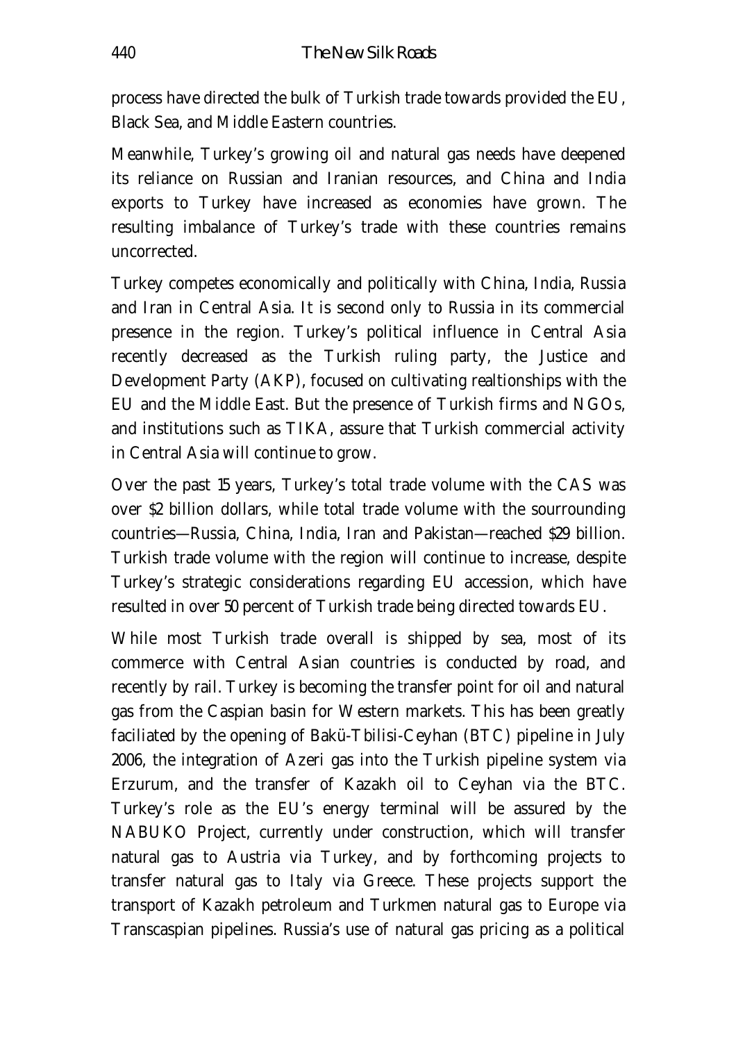process have directed the bulk of Turkish trade towards provided the EU, Black Sea, and Middle Eastern countries.

Meanwhile, Turkey's growing oil and natural gas needs have deepened its reliance on Russian and Iranian resources, and China and India exports to Turkey have increased as economies have grown. The resulting imbalance of Turkey's trade with these countries remains uncorrected.

Turkey competes economically and politically with China, India, Russia and Iran in Central Asia. It is second only to Russia in its commercial presence in the region. Turkey's political influence in Central Asia recently decreased as the Turkish ruling party, the Justice and Development Party (AKP), focused on cultivating realtionships with the EU and the Middle East. But the presence of Turkish firms and NGOs, and institutions such as TIKA, assure that Turkish commercial activity in Central Asia will continue to grow.

Over the past 15 years, Turkey's total trade volume with the CAS was over $2 billion dollars, while total trade volume with the sourrounding countries—Russia, China, India, Iran and Pakistan—reached $29 billion. Turkish trade volume with the region will continue to increase, despite Turkey's strategic considerations regarding EU accession, which have resulted in over 50 percent of Turkish trade being directed towards EU.

While most Turkish trade overall is shipped by sea, most of its commerce with Central Asian countries is conducted by road, and recently by rail. Turkey is becoming the transfer point for oil and natural gas from the Caspian basin for Western markets. This has been greatly faciliated by the opening of Bakü-Tbilisi-Ceyhan (BTC) pipeline in July 2006, the integration of Azeri gas into the Turkish pipeline system via Erzurum, and the transfer of Kazakh oil to Ceyhan via the BTC. Turkey's role as the EU's energy terminal will be assured by the NABUKO Project, currently under construction, which will transfer natural gas to Austria via Turkey, and by forthcoming projects to transfer natural gas to Italy via Greece. These projects support the transport of Kazakh petroleum and Turkmen natural gas to Europe via Transcaspian pipelines. Russia's use of natural gas pricing as a political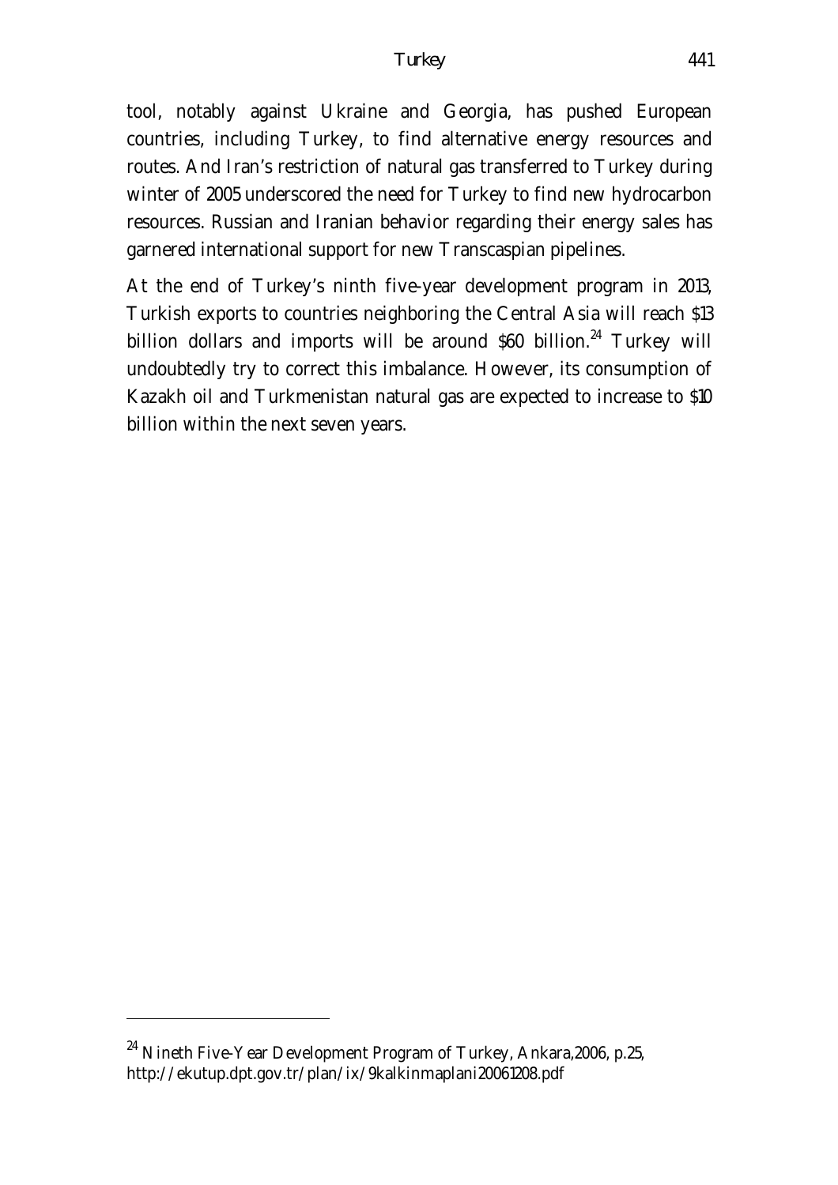tool, notably against Ukraine and Georgia, has pushed European countries, including Turkey, to find alternative energy resources and routes. And Iran's restriction of natural gas transferred to Turkey during winter of 2005 underscored the need for Turkey to find new hydrocarbon resources. Russian and Iranian behavior regarding their energy sales has garnered international support for new Transcaspian pipelines.

At the end of Turkey's ninth five-year development program in 2013, Turkish exports to countries neighboring the Central Asia will reach $13 billion dollars and imports will be around $60 billion.[24] Turkey will undoubtedly try to correct this imbalance. However, its consumption of Kazakh oil and Turkmenistan natural gas are expected to increase to $10 billion within the next seven years.

---

[24] Nineth Five-Year Development Program of Turkey, Ankara,2006, p.25, http://ekutup.dpt.gov.tr/plan/ix/9kalkinmaplani20061208.pdf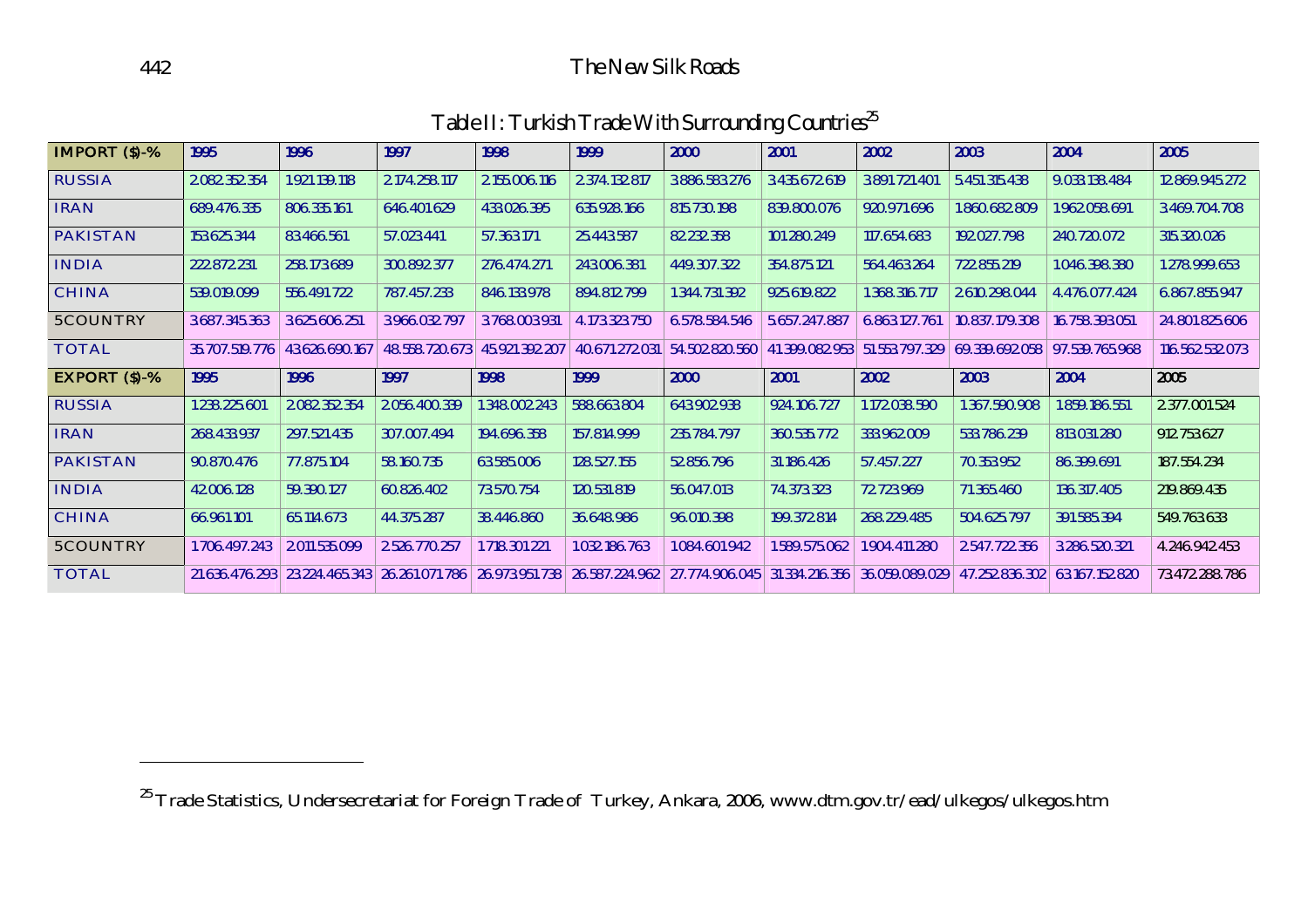Table II: Turkish Trade With Surrounding Countries[25]

| IMPORT ($)-% | 1995 | 1996 | 1997 | 1998 | 1999 | 2000 | 2001 | 2002 | 2003 | 2004 | 2005 |
|---|---|---|---|---|---|---|---|---|---|---|---|
| RUSSIA | 2.082.352.354 | 1.921.139.118 | 2.174.258.117 | 2.155.006.116 | 2.374.132.817 | 3.886.583.276 | 3.435.672.619 | 3.891.721.401 | 5.451.315.438 | 9.033.138.484 | 12.869.945.272 |
| IRAN | 689.476.335 | 806.335.161 | 646.401.629 | 433.026.395 | 635.928.166 | 815.730.198 | 839.800.076 | 920.971.696 | 1.860.682.809 | 1.962.058.691 | 3.469.704.708 |
| PAKISTAN | 153.625.344 | 83.466.561 | 57.023.441 | 57.363.171 | 25.443.587 | 82.232.358 | 101.280.249 | 117.654.683 | 192.027.798 | 240.720.072 | 315.320.026 |
| INDIA | 222.872.231 | 258.173.689 | 300.892.377 | 276.474.271 | 243.006.381 | 449.307.322 | 354.875.121 | 564.463.264 | 722.855.219 | 1.046.398.380 | 1.278.999.653 |
| CHINA | 539.019.099 | 556.491.722 | 787.457.233 | 846.133.978 | 894.812.799 | 1.344.731.392 | 925.619.822 | 1.368.316.717 | 2.610.298.044 | 4.476.077.424 | 6.867.855.947 |
| 5COUNTRY | 3.687.345.363 | 3.625.606.251 | 3.966.032.797 | 3.768.003.931 | 4.173.323.750 | 6.578.584.546 | 5.657.247.887 | 6.863.127.761 | 10.837.179.308 | 16.758.393.051 | 24.801.825.606 |
| TOTAL | 35.707.519.776 | 43.626.690.167 | 48.558.720.673 | 45.921.392.207 | 40.671.272.031 | 54.502.820.560 | 41.399.082.953 | 51.553.797.329 | 69.339.692.058 | 97.539.765.968 | 116.562.532.073 |
| **EXPORT ($)-%** | **1995** | **1996** | **1997** | **1998** | **1999** | **2000** | **2001** | **2002** | **2003** | **2004** | **2005** |
| RUSSIA | 1.238.225.601 | 2.082.352.354 | 2.056.400.339 | 1.348.002.243 | 588.663.804 | 643.902.938 | 924.106.727 | 1.172.038.590 | 1.367.590.908 | 1.859.186.551 | 2.377.001.524 |
| IRAN | 268.433.937 | 297.521.435 | 307.007.494 | 194.696.358 | 157.814.999 | 235.784.797 | 360.535.772 | 333.962.009 | 533.786.239 | 813.031.280 | 912.753.627 |
| PAKISTAN | 90.870.476 | 77.875.104 | 58.160.735 | 63.585.006 | 128.527.155 | 52.856.796 | 31.186.426 | 57.457.227 | 70.353.952 | 86.399.691 | 187.554.234 |
| INDIA | 42.006.128 | 59.390.127 | 60.826.402 | 73.570.754 | 120.531.819 | 56.047.013 | 74.373.323 | 72.723.969 | 71.365.460 | 136.317.405 | 219.869.435 |
| CHINA | 66.961.101 | 65.114.673 | 44.375.287 | 38.446.860 | 36.648.986 | 96.010.398 | 199.372.814 | 268.229.485 | 504.625.797 | 391.585.394 | 549.763.633 |
| 5COUNTRY | 1.706.497.243 | 2.011.535.099 | 2.526.770.257 | 1.718.301.221 | 1.032.186.763 | 1.084.601.942 | 1.589.575.062 | 1.904.411.280 | 2.547.722.356 | 3.286.520.321 | 4.246.942.453 |
| TOTAL | 21.636.476.293 | 23.224.465.343 | 26.261.071.786 | 26.973.951.738 | 26.587.224.962 | 27.774.906.045 | 31.334.216.356 | 36.059.089.029 | 47.252.836.302 | 63.167.152.820 | 73.472.288.786 |

[25] Trade Statistics, Undersecretariat for Foreign Trade of Turkey, Ankara, 2006, www.dtm.gov.tr/ead/ulkegos/ulkegos.htm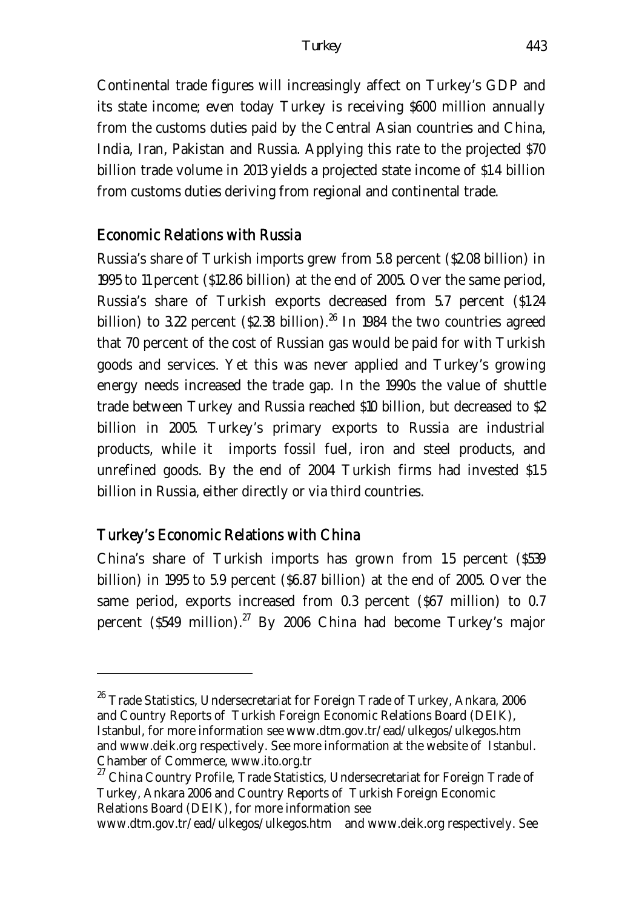Continental trade figures will increasingly affect on Turkey's GDP and its state income; even today Turkey is receiving $600 million annually from the customs duties paid by the Central Asian countries and China, India, Iran, Pakistan and Russia. Applying this rate to the projected $70 billion trade volume in 2013 yields a projected state income of $1.4 billion from customs duties deriving from regional and continental trade.

## Economic Relations with Russia

Russia's share of Turkish imports grew from 5.8 percent ($2.08 billion) in 1995 to 11 percent ($12.86 billion) at the end of 2005. Over the same period, Russia's share of Turkish exports decreased from 5.7 percent ($1.24 billion) to 3.22 percent ($2.38 billion).[26] In 1984 the two countries agreed that 70 percent of the cost of Russian gas would be paid for with Turkish goods and services. Yet this was never applied and Turkey's growing energy needs increased the trade gap. In the 1990s the value of shuttle trade between Turkey and Russia reached $10 billion, but decreased to $2 billion in 2005. Turkey's primary exports to Russia are industrial products, while it imports fossil fuel, iron and steel products, and unrefined goods. By the end of 2004 Turkish firms had invested $1.5 billion in Russia, either directly or via third countries.

## Turkey's Economic Relations with China

China's share of Turkish imports has grown from 1.5 percent ($539 billion) in 1995 to 5.9 percent ($6.87 billion) at the end of 2005. Over the same period, exports increased from 0.3 percent ($67 million) to 0.7 percent ($549 million).[27] By 2006 China had become Turkey's major

---

[26] Trade Statistics, Undersecretariat for Foreign Trade of Turkey, Ankara, 2006 and Country Reports of Turkish Foreign Economic Relations Board (DEIK), Istanbul, for more information see www.dtm.gov.tr/ead/ulkegos/ulkegos.htm and www.deik.org respectively. See more information at the website of Istanbul. Chamber of Commerce, www.ito.org.tr

[27] China Country Profile, Trade Statistics, Undersecretariat for Foreign Trade of Turkey, Ankara 2006 and Country Reports of Turkish Foreign Economic Relations Board (DEIK), for more information see www.dtm.gov.tr/ead/ulkegos/ulkegos.htm and www.deik.org respectively. See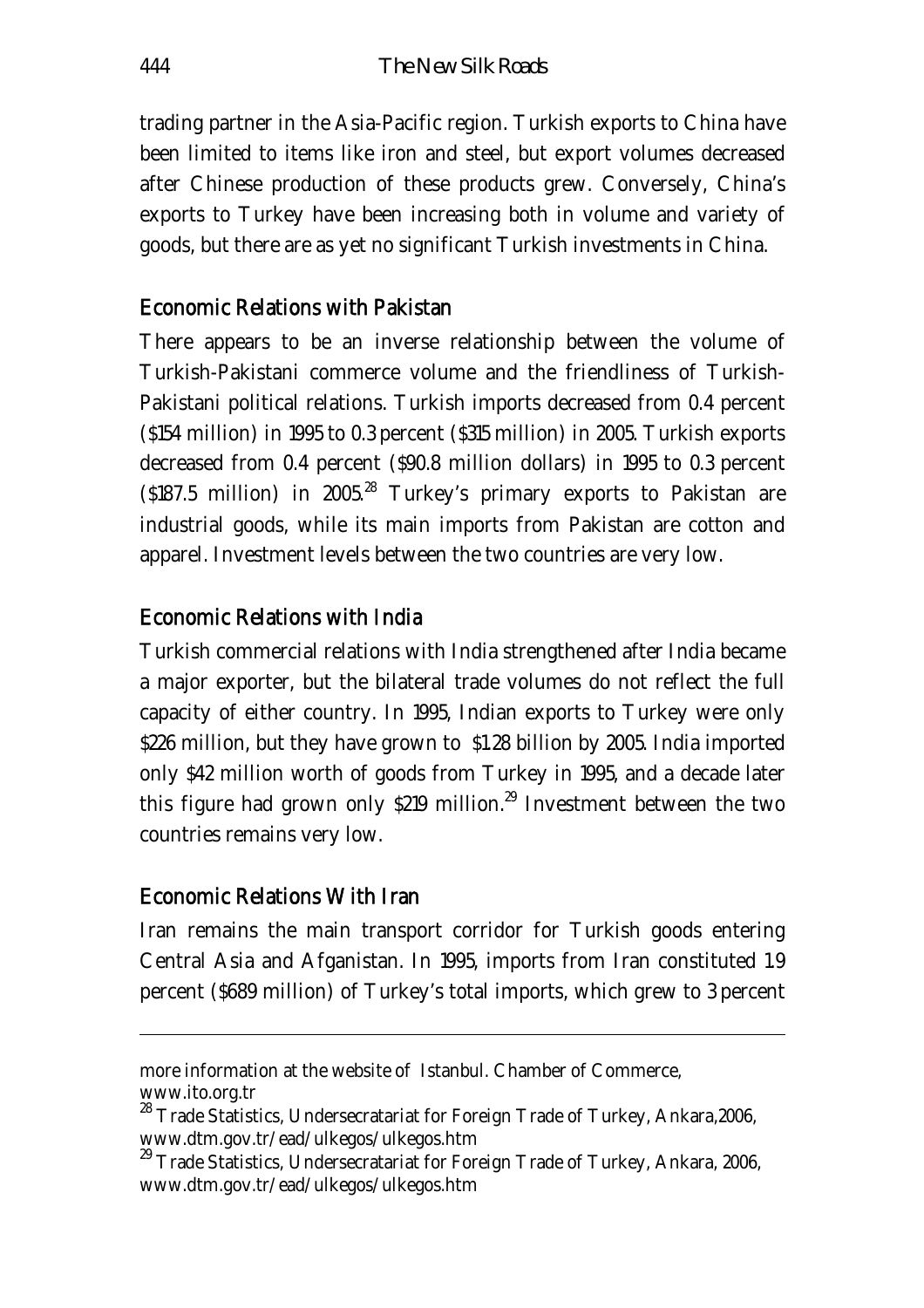trading partner in the Asia-Pacific region. Turkish exports to China have been limited to items like iron and steel, but export volumes decreased after Chinese production of these products grew. Conversely, China's exports to Turkey have been increasing both in volume and variety of goods, but there are as yet no significant Turkish investments in China.

## Economic Relations with Pakistan

There appears to be an inverse relationship between the volume of Turkish-Pakistani commerce volume and the friendliness of Turkish-Pakistani political relations. Turkish imports decreased from 0.4 percent ($154 million) in 1995 to 0.3 percent ($315 million) in 2005. Turkish exports decreased from 0.4 percent ($90.8 million dollars) in 1995 to 0.3 percent ($187.5 million) in 2005.[28] Turkey's primary exports to Pakistan are industrial goods, while its main imports from Pakistan are cotton and apparel. Investment levels between the two countries are very low.

## Economic Relations with India

Turkish commercial relations with India strengthened after India became a major exporter, but the bilateral trade volumes do not reflect the full capacity of either country. In 1995, Indian exports to Turkey were only $226 million, but they have grown to $1.28 billion by 2005. India imported only $42 million worth of goods from Turkey in 1995, and a decade later this figure had grown only $219 million.[29] Investment between the two countries remains very low.

## Economic Relations With Iran

Iran remains the main transport corridor for Turkish goods entering Central Asia and Afganistan. In 1995, imports from Iran constituted 1.9 percent ($689 million) of Turkey's total imports, which grew to 3 percent

---

more information at the website of Istanbul. Chamber of Commerce, www.ito.org.tr

[28] Trade Statistics, Undersecratariat for Foreign Trade of Turkey, Ankara,2006, www.dtm.gov.tr/ead/ulkegos/ulkegos.htm

[29] Trade Statistics, Undersecratariat for Foreign Trade of Turkey, Ankara, 2006, www.dtm.gov.tr/ead/ulkegos/ulkegos.htm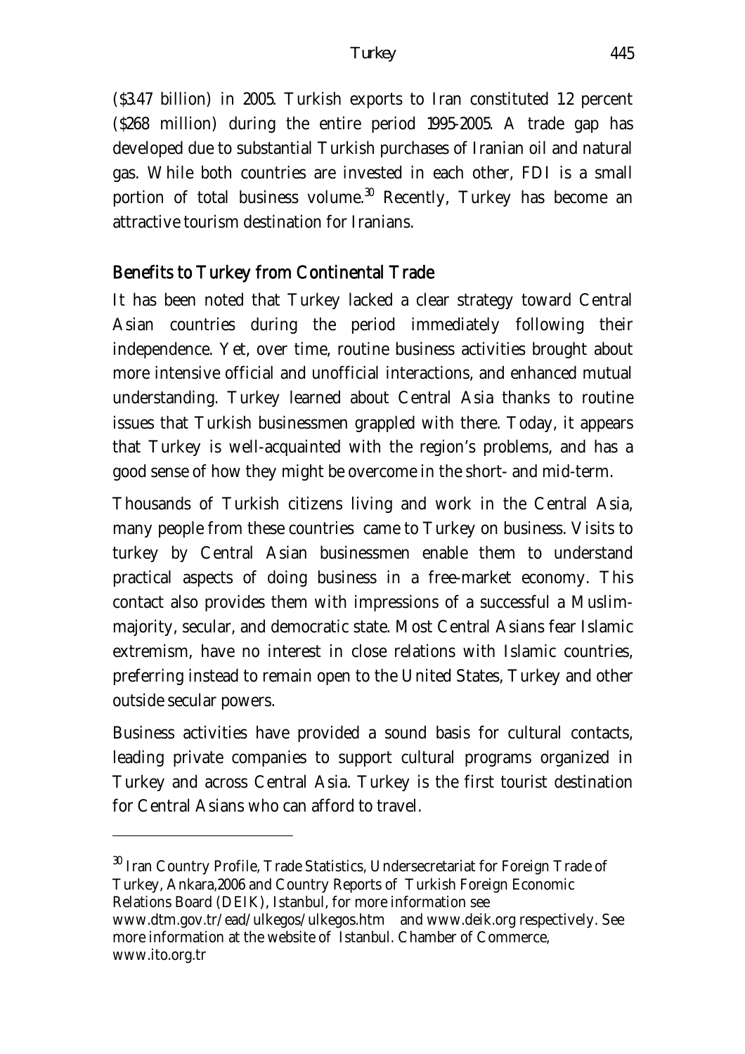($3.47 billion) in 2005. Turkish exports to Iran constituted 1.2 percent ($268 million) during the entire period 1995-2005. A trade gap has developed due to substantial Turkish purchases of Iranian oil and natural gas. While both countries are invested in each other, FDI is a small portion of total business volume.[30] Recently, Turkey has become an attractive tourism destination for Iranians.

## Benefits to Turkey from Continental Trade

It has been noted that Turkey lacked a clear strategy toward Central Asian countries during the period immediately following their independence. Yet, over time, routine business activities brought about more intensive official and unofficial interactions, and enhanced mutual understanding. Turkey learned about Central Asia thanks to routine issues that Turkish businessmen grappled with there. Today, it appears that Turkey is well-acquainted with the region's problems, and has a good sense of how they might be overcome in the short- and mid-term.

Thousands of Turkish citizens living and work in the Central Asia, many people from these countries came to Turkey on business. Visits to turkey by Central Asian businessmen enable them to understand practical aspects of doing business in a free-market economy. This contact also provides them with impressions of a successful a Muslim-majority, secular, and democratic state. Most Central Asians fear Islamic extremism, have no interest in close relations with Islamic countries, preferring instead to remain open to the United States, Turkey and other outside secular powers.

Business activities have provided a sound basis for cultural contacts, leading private companies to support cultural programs organized in Turkey and across Central Asia. Turkey is the first tourist destination for Central Asians who can afford to travel.

---

[30] Iran Country Profile, Trade Statistics, Undersecretariat for Foreign Trade of Turkey, Ankara,2006 and Country Reports of Turkish Foreign Economic Relations Board (DEIK), Istanbul, for more information see www.dtm.gov.tr/ead/ulkegos/ulkegos.htm and www.deik.org respectively. See more information at the website of Istanbul. Chamber of Commerce, www.ito.org.tr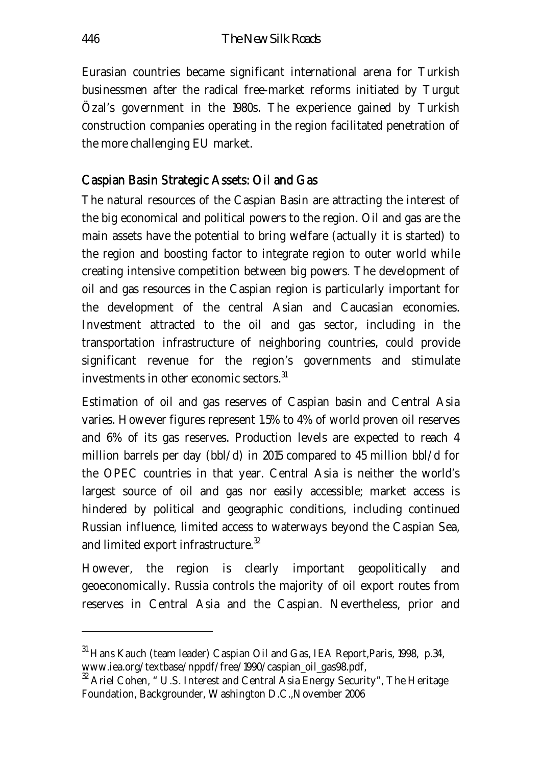Eurasian countries became significant international arena for Turkish businessmen after the radical free-market reforms initiated by Turgut Özal's government in the 1980s. The experience gained by Turkish construction companies operating in the region facilitated penetration of the more challenging EU market.

## Caspian Basin Strategic Assets: Oil and Gas

The natural resources of the Caspian Basin are attracting the interest of the big economical and political powers to the region. Oil and gas are the main assets have the potential to bring welfare (actually it is started) to the region and boosting factor to integrate region to outer world while creating intensive competition between big powers. The development of oil and gas resources in the Caspian region is particularly important for the development of the central Asian and Caucasian economies. Investment attracted to the oil and gas sector, including in the transportation infrastructure of neighboring countries, could provide significant revenue for the region's governments and stimulate investments in other economic sectors.[31]

Estimation of oil and gas reserves of Caspian basin and Central Asia varies. However figures represent 1.5% to 4% of world proven oil reserves and 6% of its gas reserves. Production levels are expected to reach 4 million barrels per day (bbl/d) in 2015 compared to 45 million bbl/d for the OPEC countries in that year. Central Asia is neither the world's largest source of oil and gas nor easily accessible; market access is hindered by political and geographic conditions, including continued Russian influence, limited access to waterways beyond the Caspian Sea, and limited export infrastructure.[32]

However, the region is clearly important geopolitically and geoeconomically. Russia controls the majority of oil export routes from reserves in Central Asia and the Caspian. Nevertheless, prior and

---

[31] Hans Kauch (team leader) Caspian Oil and Gas, IEA Report,Paris, 1998, p.34, www.iea.org/textbase/nppdf/free/1990/caspian_oil_gas98.pdf,

[32] Ariel Cohen, "U.S. Interest and Central Asia Energy Security", The Heritage Foundation, Backgrounder, Washington D.C.,November 2006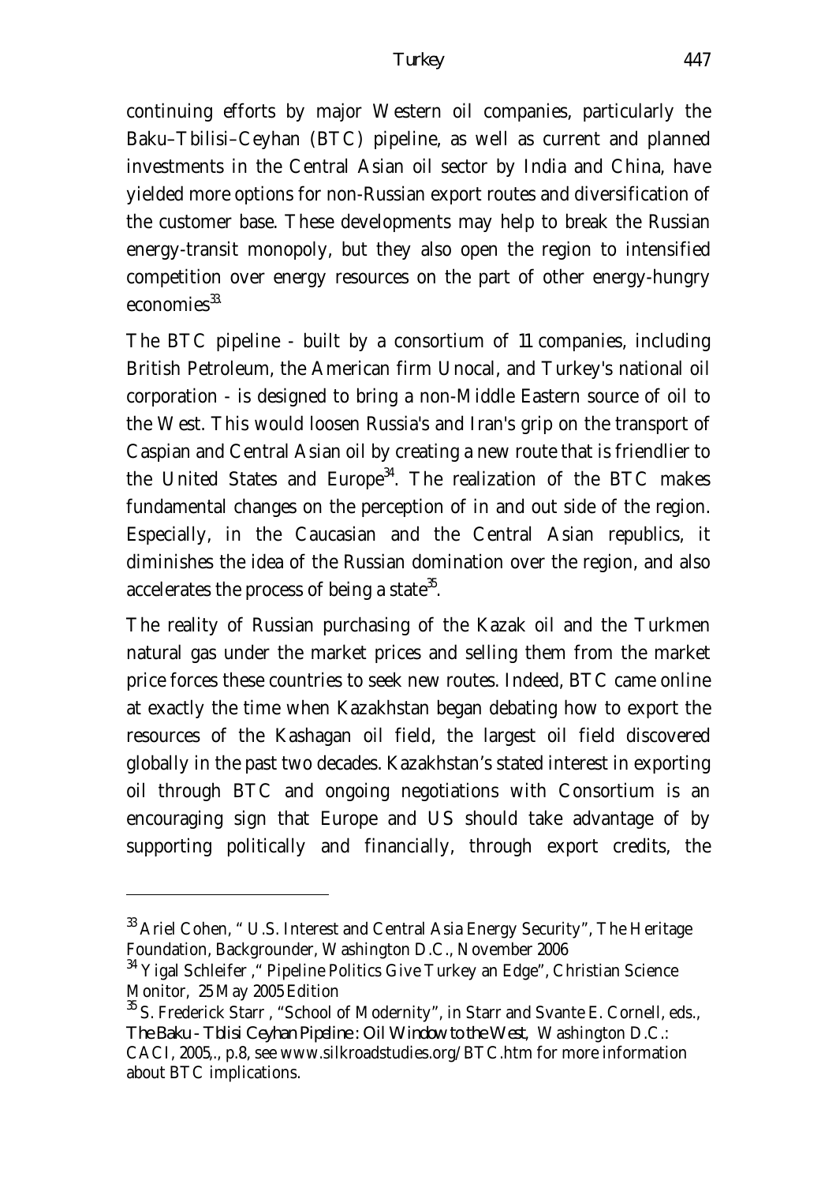continuing efforts by major Western oil companies, particularly the Baku–Tbilisi–Ceyhan (BTC) pipeline, as well as current and planned investments in the Central Asian oil sector by India and China, have yielded more options for non-Russian export routes and diversification of the customer base. These developments may help to break the Russian energy-transit monopoly, but they also open the region to intensified competition over energy resources on the part of other energy-hungry economies[33].

The BTC pipeline - built by a consortium of 11 companies, including British Petroleum, the American firm Unocal, and Turkey's national oil corporation - is designed to bring a non-Middle Eastern source of oil to the West. This would loosen Russia's and Iran's grip on the transport of Caspian and Central Asian oil by creating a new route that is friendlier to the United States and Europe[34]. The realization of the BTC makes fundamental changes on the perception of in and out side of the region. Especially, in the Caucasian and the Central Asian republics, it diminishes the idea of the Russian domination over the region, and also accelerates the process of being a state[35].

The reality of Russian purchasing of the Kazak oil and the Turkmen natural gas under the market prices and selling them from the market price forces these countries to seek new routes. Indeed, BTC came online at exactly the time when Kazakhstan began debating how to export the resources of the Kashagan oil field, the largest oil field discovered globally in the past two decades. Kazakhstan's stated interest in exporting oil through BTC and ongoing negotiations with Consortium is an encouraging sign that Europe and US should take advantage of by supporting politically and financially, through export credits, the

---

[33] Ariel Cohen, " U.S. Interest and Central Asia Energy Security", The Heritage Foundation, Backgrounder, Washington D.C., November 2006

[34] Yigal Schleifer ," Pipeline Politics Give Turkey an Edge", Christian Science Monitor, 25 May 2005 Edition

[35] S. Frederick Starr , "School of Modernity", in Starr and Svante E. Cornell, eds., *The Baku - Tbilisi Ceyhan Pipeline : Oil Window to the West*, Washington D.C.: CACI, 2005,., p.8, see www.silkroadstudies.org/BTC.htm for more information about BTC implications.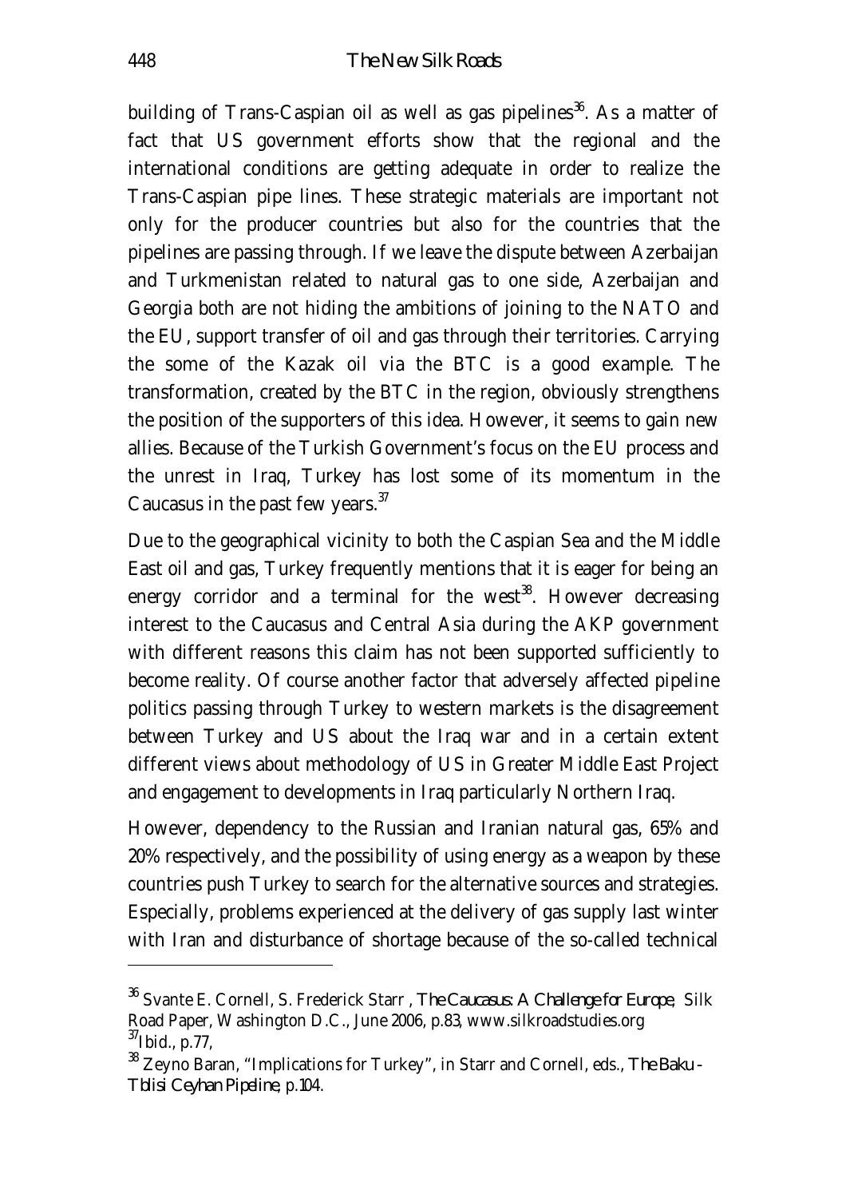building of Trans-Caspian oil as well as gas pipelines[36]. As a matter of fact that US government efforts show that the regional and the international conditions are getting adequate in order to realize the Trans-Caspian pipe lines. These strategic materials are important not only for the producer countries but also for the countries that the pipelines are passing through. If we leave the dispute between Azerbaijan and Turkmenistan related to natural gas to one side, Azerbaijan and Georgia both are not hiding the ambitions of joining to the NATO and the EU, support transfer of oil and gas through their territories. Carrying the some of the Kazak oil via the BTC is a good example. The transformation, created by the BTC in the region, obviously strengthens the position of the supporters of this idea. However, it seems to gain new allies. Because of the Turkish Government's focus on the EU process and the unrest in Iraq, Turkey has lost some of its momentum in the Caucasus in the past few years.[37]

Due to the geographical vicinity to both the Caspian Sea and the Middle East oil and gas, Turkey frequently mentions that it is eager for being an energy corridor and a terminal for the west[38]. However decreasing interest to the Caucasus and Central Asia during the AKP government with different reasons this claim has not been supported sufficiently to become reality. Of course another factor that adversely affected pipeline politics passing through Turkey to western markets is the disagreement between Turkey and US about the Iraq war and in a certain extent different views about methodology of US in Greater Middle East Project and engagement to developments in Iraq particularly Northern Iraq.

However, dependency to the Russian and Iranian natural gas, 65% and 20% respectively, and the possibility of using energy as a weapon by these countries push Turkey to search for the alternative sources and strategies. Especially, problems experienced at the delivery of gas supply last winter with Iran and disturbance of shortage because of the so-called technical

---

[36] Svante E. Cornell, S. Frederick Starr , *The Caucasus: A Challenge for Europe*, Silk Road Paper, Washington D.C., June 2006, p.83, www.silkroadstudies.org

[37] Ibid., p.77,

[38] Zeyno Baran, "Implications for Turkey", in Starr and Cornell, eds., *The Baku-Tblisi Ceyhan Pipeline*, p.104.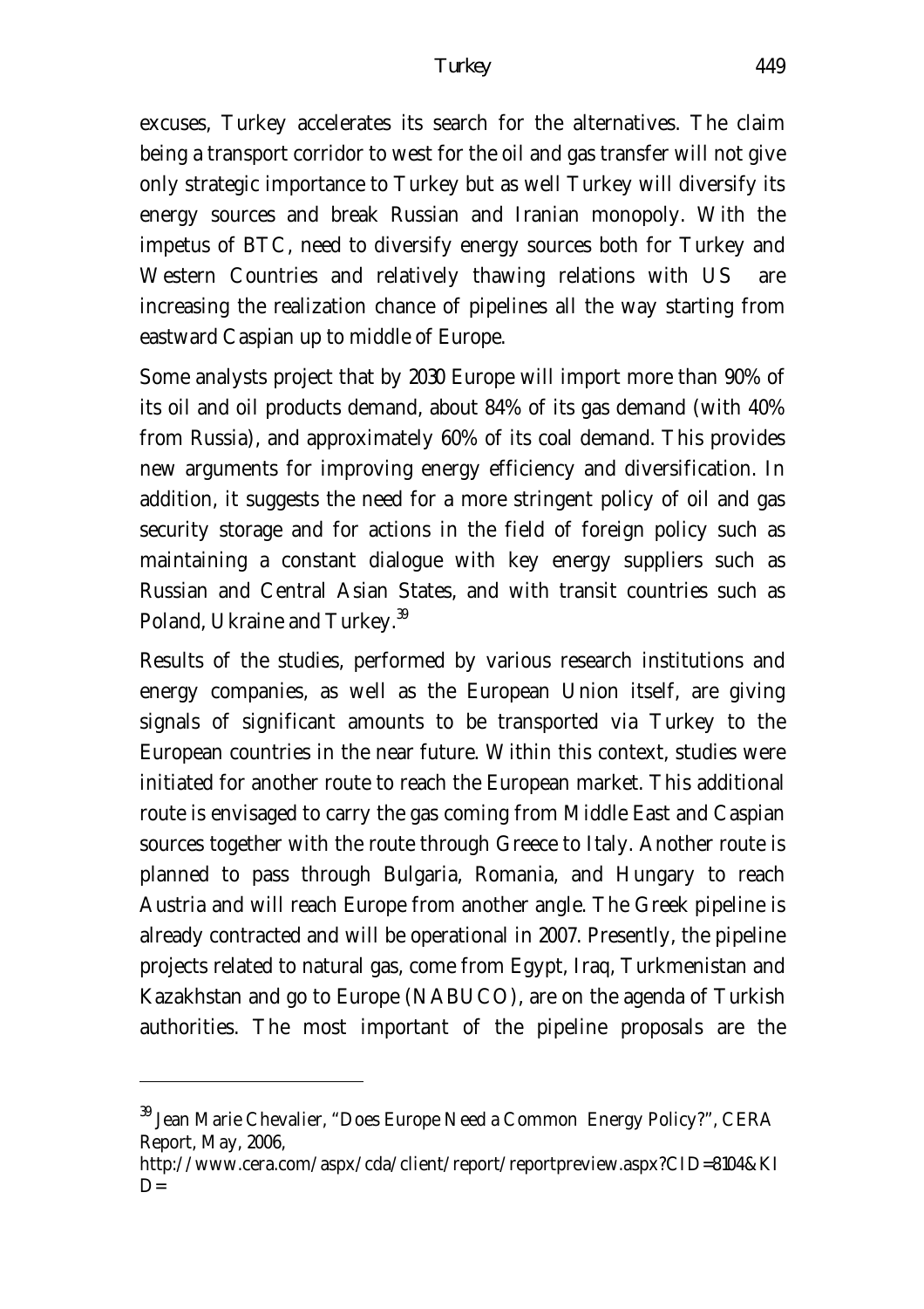excuses, Turkey accelerates its search for the alternatives. The claim being a transport corridor to west for the oil and gas transfer will not give only strategic importance to Turkey but as well Turkey will diversify its energy sources and break Russian and Iranian monopoly. With the impetus of BTC, need to diversify energy sources both for Turkey and Western Countries and relatively thawing relations with US are increasing the realization chance of pipelines all the way starting from eastward Caspian up to middle of Europe.

Some analysts project that by 2030 Europe will import more than 90% of its oil and oil products demand, about 84% of its gas demand (with 40% from Russia), and approximately 60% of its coal demand. This provides new arguments for improving energy efficiency and diversification. In addition, it suggests the need for a more stringent policy of oil and gas security storage and for actions in the field of foreign policy such as maintaining a constant dialogue with key energy suppliers such as Russian and Central Asian States, and with transit countries such as Poland, Ukraine and Turkey.[39]

Results of the studies, performed by various research institutions and energy companies, as well as the European Union itself, are giving signals of significant amounts to be transported via Turkey to the European countries in the near future. Within this context, studies were initiated for another route to reach the European market. This additional route is envisaged to carry the gas coming from Middle East and Caspian sources together with the route through Greece to Italy. Another route is planned to pass through Bulgaria, Romania, and Hungary to reach Austria and will reach Europe from another angle. The Greek pipeline is already contracted and will be operational in 2007. Presently, the pipeline projects related to natural gas, come from Egypt, Iraq, Turkmenistan and Kazakhstan and go to Europe (NABUCO), are on the agenda of Turkish authorities. The most important of the pipeline proposals are the

---

[39] Jean Marie Chevalier, "Does Europe Need a Common Energy Policy?", CERA Report, May, 2006, http://www.cera.com/aspx/cda/client/report/reportpreview.aspx?CID=8104&KID=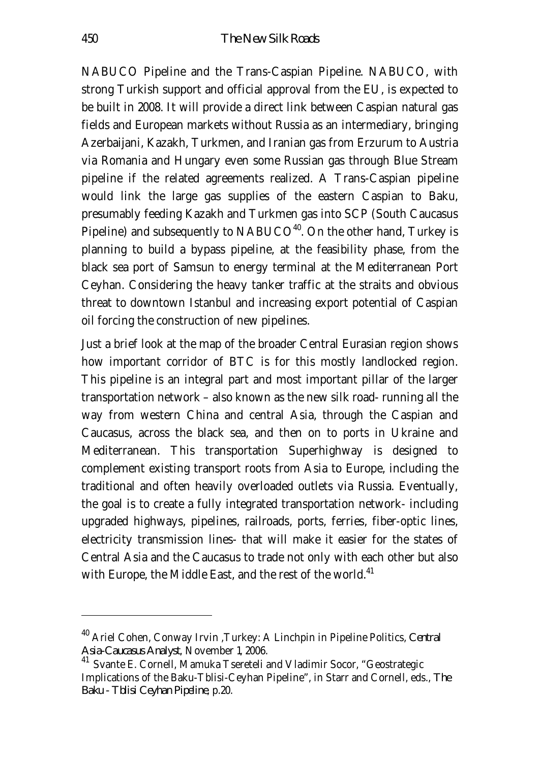NABUCO Pipeline and the Trans-Caspian Pipeline. NABUCO, with strong Turkish support and official approval from the EU, is expected to be built in 2008. It will provide a direct link between Caspian natural gas fields and European markets without Russia as an intermediary, bringing Azerbaijani, Kazakh, Turkmen, and Iranian gas from Erzurum to Austria via Romania and Hungary even some Russian gas through Blue Stream pipeline if the related agreements realized. A Trans-Caspian pipeline would link the large gas supplies of the eastern Caspian to Baku, presumably feeding Kazakh and Turkmen gas into SCP (South Caucasus Pipeline) and subsequently to NABUCO[40]. On the other hand, Turkey is planning to build a bypass pipeline, at the feasibility phase, from the black sea port of Samsun to energy terminal at the Mediterranean Port Ceyhan. Considering the heavy tanker traffic at the straits and obvious threat to downtown Istanbul and increasing export potential of Caspian oil forcing the construction of new pipelines.

Just a brief look at the map of the broader Central Eurasian region shows how important corridor of BTC is for this mostly landlocked region. This pipeline is an integral part and most important pillar of the larger transportation network – also known as the new silk road- running all the way from western China and central Asia, through the Caspian and Caucasus, across the black sea, and then on to ports in Ukraine and Mediterranean. This transportation Superhighway is designed to complement existing transport roots from Asia to Europe, including the traditional and often heavily overloaded outlets via Russia. Eventually, the goal is to create a fully integrated transportation network- including upgraded highways, pipelines, railroads, ports, ferries, fiber-optic lines, electricity transmission lines- that will make it easier for the states of Central Asia and the Caucasus to trade not only with each other but also with Europe, the Middle East, and the rest of the world.[41]

---

[40] Ariel Cohen, Conway Irvin ,Turkey: A Linchpin in Pipeline Politics, *Central Asia-Caucasus Analyst*, November 1, 2006.

[41] Svante E. Cornell, Mamuka Tsereteli and Vladimir Socor, "Geostrategic Implications of the Baku-Tblisi-Ceyhan Pipeline", in Starr and Cornell, eds., *The Baku - Tblisi Ceyhan Pipeline*, p.20.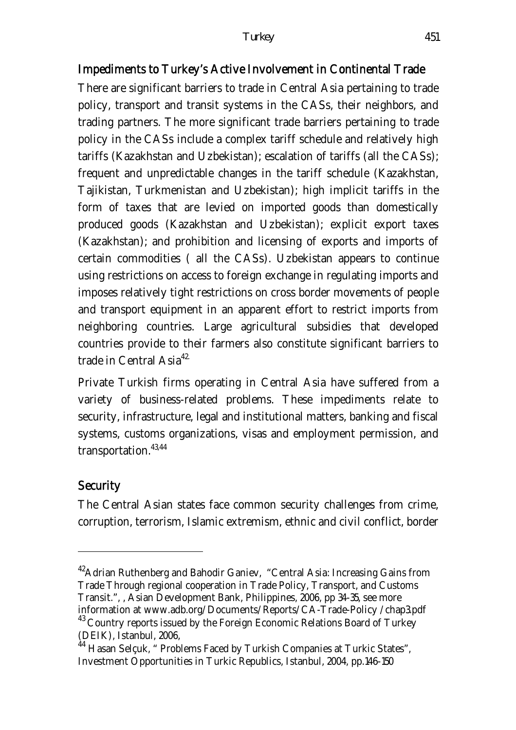## Impediments to Turkey's Active Involvement in Continental Trade

There are significant barriers to trade in Central Asia pertaining to trade policy, transport and transit systems in the CASs, their neighbors, and trading partners. The more significant trade barriers pertaining to trade policy in the CASs include a complex tariff schedule and relatively high tariffs (Kazakhstan and Uzbekistan); escalation of tariffs (all the CASs); frequent and unpredictable changes in the tariff schedule (Kazakhstan, Tajikistan, Turkmenistan and Uzbekistan); high implicit tariffs in the form of taxes that are levied on imported goods than domestically produced goods (Kazakhstan and Uzbekistan); explicit export taxes (Kazakhstan); and prohibition and licensing of exports and imports of certain commodities ( all the CASs). Uzbekistan appears to continue using restrictions on access to foreign exchange in regulating imports and imposes relatively tight restrictions on cross border movements of people and transport equipment in an apparent effort to restrict imports from neighboring countries. Large agricultural subsidies that developed countries provide to their farmers also constitute significant barriers to trade in Central Asia[42.]

Private Turkish firms operating in Central Asia have suffered from a variety of business-related problems. These impediments relate to security, infrastructure, legal and institutional matters, banking and fiscal systems, customs organizations, visas and employment permission, and transportation.[43,44]

## Security

The Central Asian states face common security challenges from crime, corruption, terrorism, Islamic extremism, ethnic and civil conflict, border

---

[42] Adrian Ruthenberg and Bahodir Ganiev, "Central Asia: Increasing Gains from Trade Through regional cooperation in Trade Policy, Transport, and Customs Transit.", , Asian Development Bank, Philippines, 2006, pp 34-35, see more information at www.adb.org/Documents/Reports/CA-Trade-Policy /chap3.pdf

[43] Country reports issued by the Foreign Economic Relations Board of Turkey (DEIK), Istanbul, 2006,

[44] Hasan Selçuk, " Problems Faced by Turkish Companies at Turkic States", Investment Opportunities in Turkic Republics, Istanbul, 2004, pp.146-150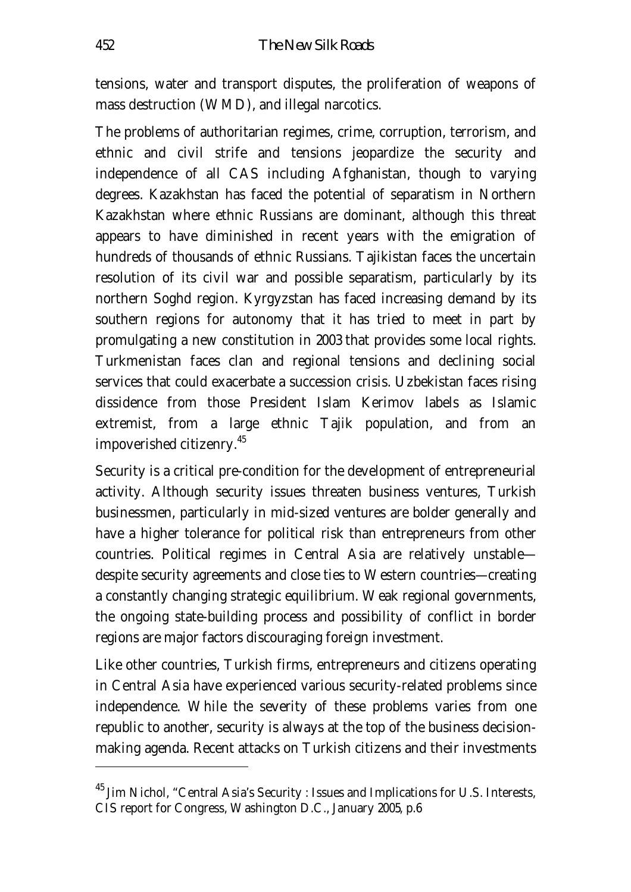tensions, water and transport disputes, the proliferation of weapons of mass destruction (WMD), and illegal narcotics.

The problems of authoritarian regimes, crime, corruption, terrorism, and ethnic and civil strife and tensions jeopardize the security and independence of all CAS including Afghanistan, though to varying degrees. Kazakhstan has faced the potential of separatism in Northern Kazakhstan where ethnic Russians are dominant, although this threat appears to have diminished in recent years with the emigration of hundreds of thousands of ethnic Russians. Tajikistan faces the uncertain resolution of its civil war and possible separatism, particularly by its northern Soghd region. Kyrgyzstan has faced increasing demand by its southern regions for autonomy that it has tried to meet in part by promulgating a new constitution in 2003 that provides some local rights. Turkmenistan faces clan and regional tensions and declining social services that could exacerbate a succession crisis. Uzbekistan faces rising dissidence from those President Islam Kerimov labels as Islamic extremist, from a large ethnic Tajik population, and from an impoverished citizenry.[45]

Security is a critical pre-condition for the development of entrepreneurial activity. Although security issues threaten business ventures, Turkish businessmen, particularly in mid-sized ventures are bolder generally and have a higher tolerance for political risk than entrepreneurs from other countries. Political regimes in Central Asia are relatively unstable—despite security agreements and close ties to Western countries—creating a constantly changing strategic equilibrium. Weak regional governments, the ongoing state-building process and possibility of conflict in border regions are major factors discouraging foreign investment.

Like other countries, Turkish firms, entrepreneurs and citizens operating in Central Asia have experienced various security-related problems since independence. While the severity of these problems varies from one republic to another, security is always at the top of the business decision-making agenda. Recent attacks on Turkish citizens and their investments

---

[45] Jim Nichol, "Central Asia's Security : Issues and Implications for U.S. Interests, CIS report for Congress, Washington D.C., January 2005, p.6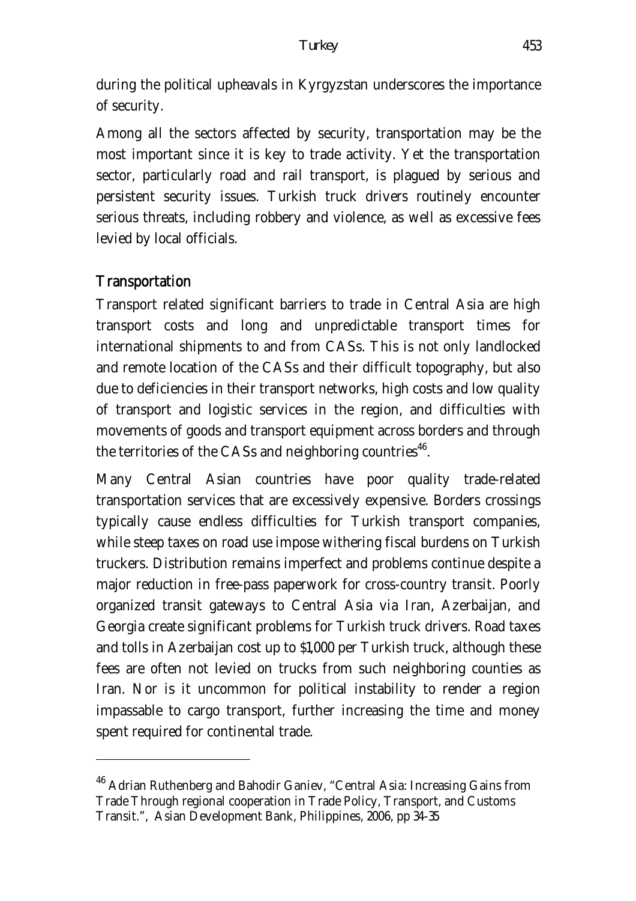during the political upheavals in Kyrgyzstan underscores the importance of security.

Among all the sectors affected by security, transportation may be the most important since it is key to trade activity. Yet the transportation sector, particularly road and rail transport, is plagued by serious and persistent security issues. Turkish truck drivers routinely encounter serious threats, including robbery and violence, as well as excessive fees levied by local officials.

## Transportation

Transport related significant barriers to trade in Central Asia are high transport costs and long and unpredictable transport times for international shipments to and from CASs. This is not only landlocked and remote location of the CASs and their difficult topography, but also due to deficiencies in their transport networks, high costs and low quality of transport and logistic services in the region, and difficulties with movements of goods and transport equipment across borders and through the territories of the CASs and neighboring countries[46].

Many Central Asian countries have poor quality trade-related transportation services that are excessively expensive. Borders crossings typically cause endless difficulties for Turkish transport companies, while steep taxes on road use impose withering fiscal burdens on Turkish truckers. Distribution remains imperfect and problems continue despite a major reduction in free-pass paperwork for cross-country transit. Poorly organized transit gateways to Central Asia via Iran, Azerbaijan, and Georgia create significant problems for Turkish truck drivers. Road taxes and tolls in Azerbaijan cost up to $1,000 per Turkish truck, although these fees are often not levied on trucks from such neighboring counties as Iran. Nor is it uncommon for political instability to render a region impassable to cargo transport, further increasing the time and money spent required for continental trade.

---

[46] Adrian Ruthenberg and Bahodir Ganiev, "Central Asia: Increasing Gains from Trade Through regional cooperation in Trade Policy, Transport, and Customs Transit.", Asian Development Bank, Philippines, 2006, pp 34-35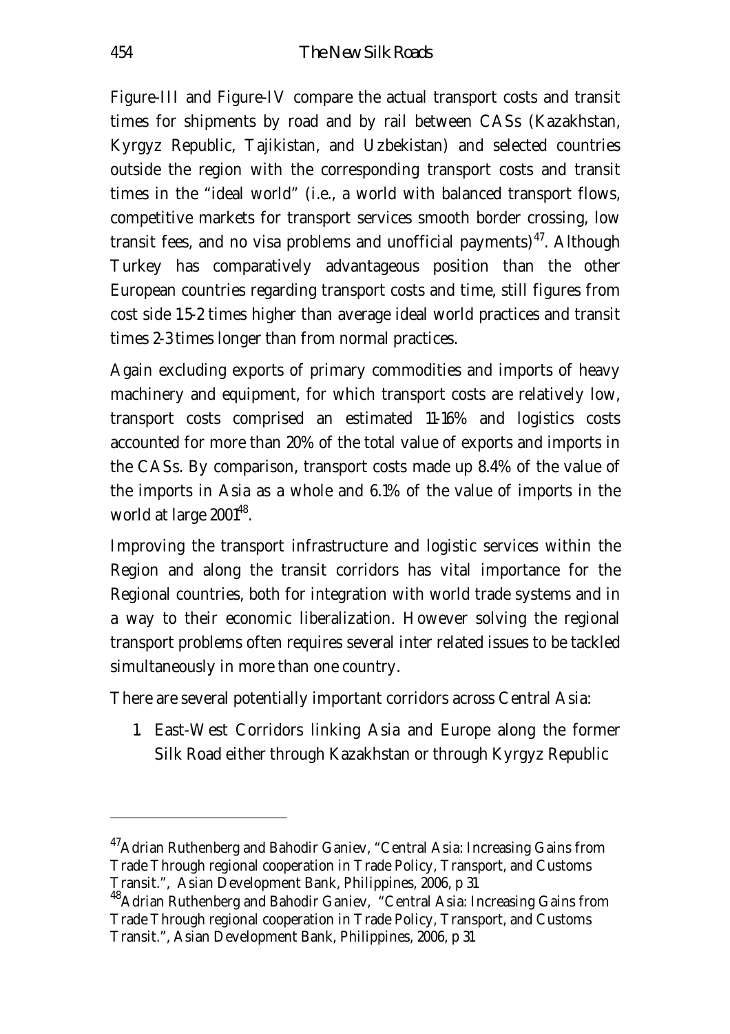Figure-III and Figure-IV compare the actual transport costs and transit times for shipments by road and by rail between CASs (Kazakhstan, Kyrgyz Republic, Tajikistan, and Uzbekistan) and selected countries outside the region with the corresponding transport costs and transit times in the "ideal world" (i.e., a world with balanced transport flows, competitive markets for transport services smooth border crossing, low transit fees, and no visa problems and unofficial payments)[47]. Although Turkey has comparatively advantageous position than the other European countries regarding transport costs and time, still figures from cost side 1.5-2 times higher than average ideal world practices and transit times 2-3 times longer than from normal practices.

Again excluding exports of primary commodities and imports of heavy machinery and equipment, for which transport costs are relatively low, transport costs comprised an estimated 11-16% and logistics costs accounted for more than 20% of the total value of exports and imports in the CASs. By comparison, transport costs made up 8.4% of the value of the imports in Asia as a whole and 6.1% of the value of imports in the world at large 2001[48].

Improving the transport infrastructure and logistic services within the Region and along the transit corridors has vital importance for the Regional countries, both for integration with world trade systems and in a way to their economic liberalization. However solving the regional transport problems often requires several inter related issues to be tackled simultaneously in more than one country.

There are several potentially important corridors across Central Asia:

1. East-West Corridors linking Asia and Europe along the former Silk Road either through Kazakhstan or through Kyrgyz Republic

---

[47] Adrian Ruthenberg and Bahodir Ganiev, "Central Asia: Increasing Gains from Trade Through regional cooperation in Trade Policy, Transport, and Customs Transit.", Asian Development Bank, Philippines, 2006, p 31

[48] Adrian Ruthenberg and Bahodir Ganiev, "Central Asia: Increasing Gains from Trade Through regional cooperation in Trade Policy, Transport, and Customs Transit.", Asian Development Bank, Philippines, 2006, p 31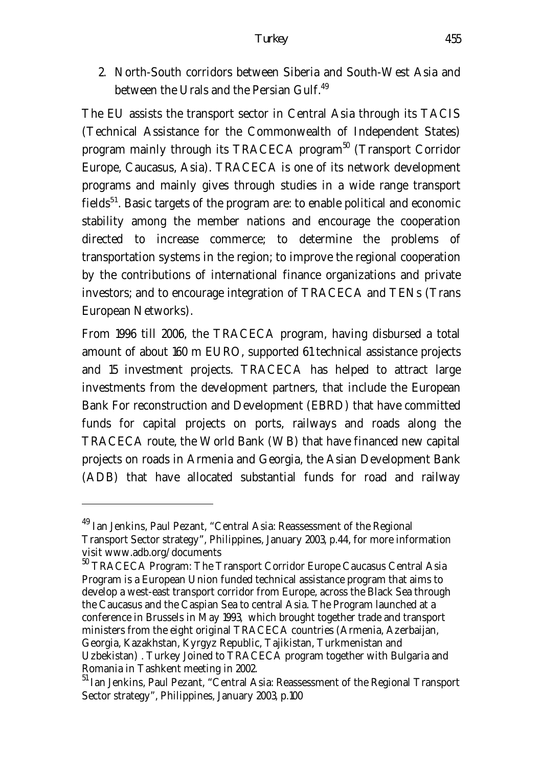2. North-South corridors between Siberia and South-West Asia and between the Urals and the Persian Gulf.[49]

The EU assists the transport sector in Central Asia through its TACIS (Technical Assistance for the Commonwealth of Independent States) program mainly through its TRACECA program[50] (Transport Corridor Europe, Caucasus, Asia). TRACECA is one of its network development programs and mainly gives through studies in a wide range transport fields[51]. Basic targets of the program are: to enable political and economic stability among the member nations and encourage the cooperation directed to increase commerce; to determine the problems of transportation systems in the region; to improve the regional cooperation by the contributions of international finance organizations and private investors; and to encourage integration of TRACECA and TENs (Trans European Networks).

From 1996 till 2006, the TRACECA program, having disbursed a total amount of about 160 m EURO, supported 61 technical assistance projects and 15 investment projects. TRACECA has helped to attract large investments from the development partners, that include the European Bank For reconstruction and Development (EBRD) that have committed funds for capital projects on ports, railways and roads along the TRACECA route, the World Bank (WB) that have financed new capital projects on roads in Armenia and Georgia, the Asian Development Bank (ADB) that have allocated substantial funds for road and railway

---

[49] Ian Jenkins, Paul Pezant, "Central Asia: Reassessment of the Regional Transport Sector strategy", Philippines, January 2003, p.44, for more information visit www.adb.org/documents

[50] TRACECA Program: The Transport Corridor Europe Caucasus Central Asia Program is a European Union funded technical assistance program that aims to develop a west-east transport corridor from Europe, across the Black Sea through the Caucasus and the Caspian Sea to central Asia. The Program launched at a conference in Brussels in May 1993, which brought together trade and transport ministers from the eight original TRACECA countries (Armenia, Azerbaijan, Georgia, Kazakhstan, Kyrgyz Republic, Tajikistan, Turkmenistan and Uzbekistan) . Turkey Joined to TRACECA program together with Bulgaria and Romania in Tashkent meeting in 2002.

[51] Ian Jenkins, Paul Pezant, "Central Asia: Reassessment of the Regional Transport Sector strategy", Philippines, January 2003, p.100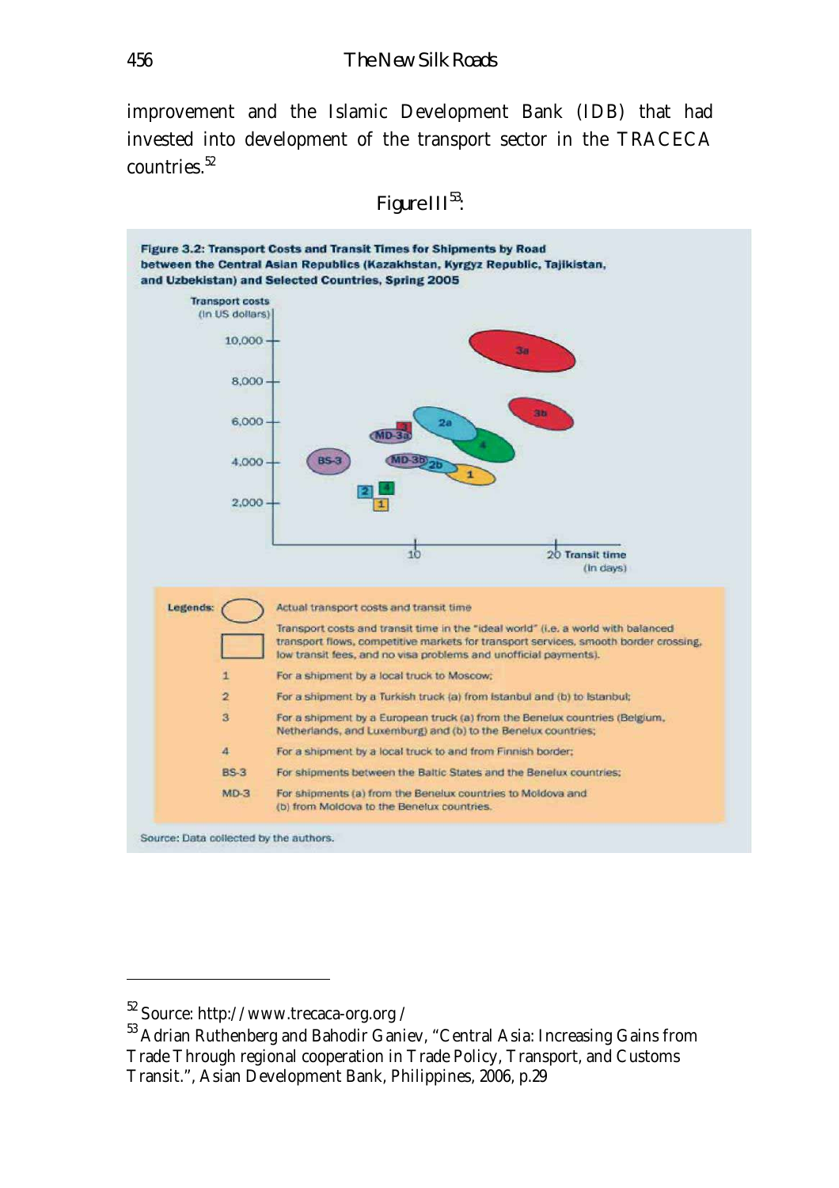improvement and the Islamic Development Bank (IDB) that had invested into development of the transport sector in the TRACECA countries.[52]

Figure III[53]:

**Figure 3.2: Transport Costs and Transit Times for Shipments by Road between the Central Asian Republics (Kazakhstan, Kyrgyz Republic, Tajikistan, and Uzbekistan) and Selected Countries, Spring 2005**

Transport costs (In US dollars)

Transit time (In days)

| Legends: | |
|---|---|
| (oval) | Actual transport costs and transit time |
| (rectangle) | Transport costs and transit time in the "ideal world" (i.e. a world with balanced transport flows, competitive markets for transport services, smooth border crossing, low transit fees, and no visa problems and unofficial payments). |
| 1 | For a shipment by a local truck to Moscow; |
| 2 | For a shipment by a Turkish truck (a) from Istanbul and (b) to Istanbul; |
| 3 | For a shipment by a European truck (a) from the Benelux countries (Belgium, Netherlands, and Luxemburg) and (b) to the Benelux countries; |
| 4 | For a shipment by a local truck to and from Finnish border; |
| BS-3 | For shipments between the Baltic States and the Benelux countries; |
| MD-3 | For shipments (a) from the Benelux countries to Moldova and (b) from Moldova to the Benelux countries. |

Source: Data collected by the authors.

---

[52] Source: http://www.trecaca-org.org/

[53] Adrian Ruthenberg and Bahodir Ganiev, "Central Asia: Increasing Gains from Trade Through regional cooperation in Trade Policy, Transport, and Customs Transit.", Asian Development Bank, Philippines, 2006, p.29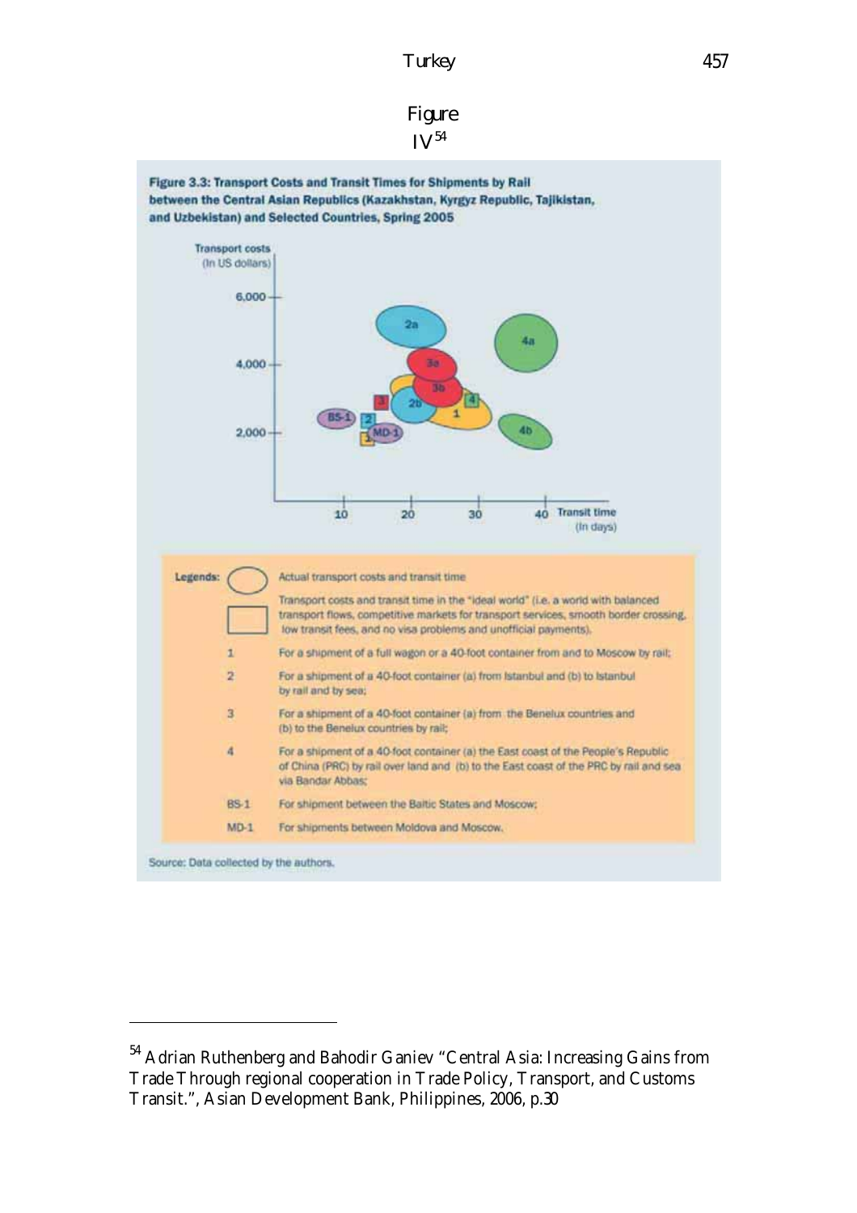Figure IV[54]

Figure 3.3: Transport Costs and Transit Times for Shipments by Rail between the Central Asian Republics (Kazakhstan, Kyrgyz Republic, Tajikistan, and Uzbekistan) and Selected Countries, Spring 2005

Transport costs (In US dollars)

Transit time (In days)

Legends:

| | |
|---|---|
| (ellipse) | Actual transport costs and transit time |
| (square) | Transport costs and transit time in the "ideal world" (i.e. a world with balanced transport flows, competitive markets for transport services, smooth border crossing, low transit fees, and no visa problems and unofficial payments). |
| 1 | For a shipment of a full wagon or a 40-foot container from and to Moscow by rail; |
| 2 | For a shipment of a 40-foot container (a) from Istanbul and (b) to Istanbul by rail and by sea; |
| 3 | For a shipment of a 40-foot container (a) from the Benelux countries and (b) to the Benelux countries by rail; |
| 4 | For a shipment of a 40-foot container (a) the East coast of the People's Republic of China (PRC) by rail over land and (b) to the East coast of the PRC by rail and sea via Bandar Abbas; |
| BS-1 | For shipment between the Baltic States and Moscow; |
| MD-1 | For shipments between Moldova and Moscow. |

Source: Data collected by the authors.

---

[54] Adrian Ruthenberg and Bahodir Ganiev "Central Asia: Increasing Gains from Trade Through regional cooperation in Trade Policy, Transport, and Customs Transit.", Asian Development Bank, Philippines, 2006, p.30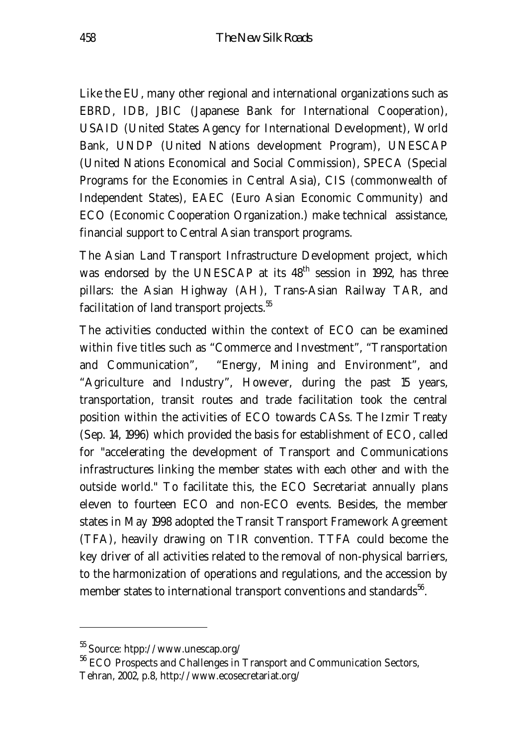Like the EU, many other regional and international organizations such as EBRD, IDB, JBIC (Japanese Bank for International Cooperation), USAID (United States Agency for International Development), World Bank, UNDP (United Nations development Program), UNESCAP (United Nations Economical and Social Commission), SPECA (Special Programs for the Economies in Central Asia), CIS (commonwealth of Independent States), EAEC (Euro Asian Economic Community) and ECO (Economic Cooperation Organization.) make technical assistance, financial support to Central Asian transport programs.

The Asian Land Transport Infrastructure Development project, which was endorsed by the UNESCAP at its 48th session in 1992, has three pillars: the Asian Highway (AH), Trans-Asian Railway TAR, and facilitation of land transport projects.[55]

The activities conducted within the context of ECO can be examined within five titles such as "Commerce and Investment", "Transportation and Communication", "Energy, Mining and Environment", and "Agriculture and Industry", However, during the past 15 years, transportation, transit routes and trade facilitation took the central position within the activities of ECO towards CASs. The Izmir Treaty (Sep. 14, 1996) which provided the basis for establishment of ECO, called for "accelerating the development of Transport and Communications infrastructures linking the member states with each other and with the outside world." To facilitate this, the ECO Secretariat annually plans eleven to fourteen ECO and non-ECO events. Besides, the member states in May 1998 adopted the Transit Transport Framework Agreement (TFA), heavily drawing on TIR convention. TTFA could become the key driver of all activities related to the removal of non-physical barriers, to the harmonization of operations and regulations, and the accession by member states to international transport conventions and standards[56].

---

[55] Source: htpp://www.unescap.org/

[56] ECO Prospects and Challenges in Transport and Communication Sectors, Tehran, 2002, p.8, http://www.ecosecretariat.org/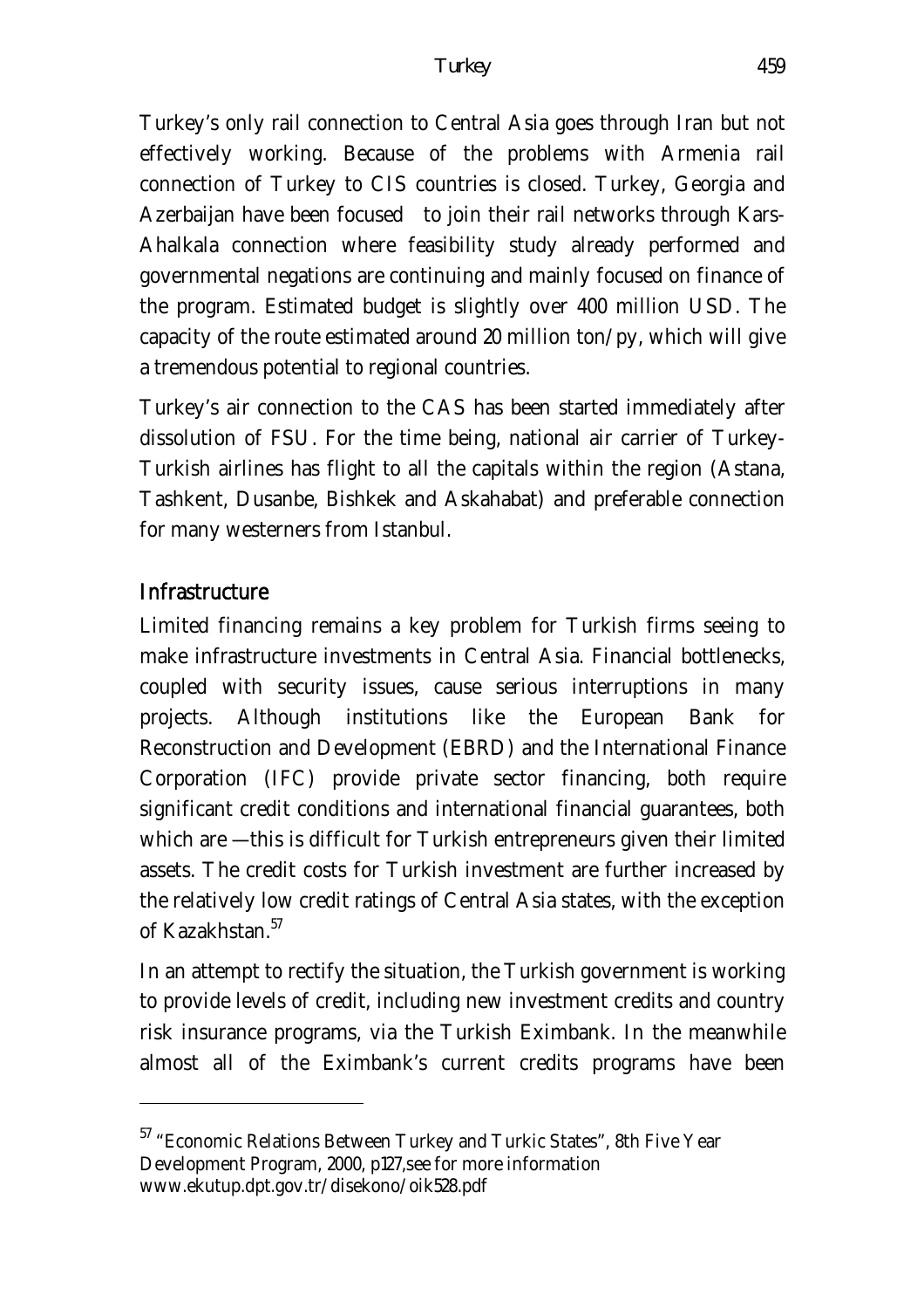Turkey's only rail connection to Central Asia goes through Iran but not effectively working. Because of the problems with Armenia rail connection of Turkey to CIS countries is closed. Turkey, Georgia and Azerbaijan have been focused to join their rail networks through Kars-Ahalkala connection where feasibility study already performed and governmental negations are continuing and mainly focused on finance of the program. Estimated budget is slightly over 400 million USD. The capacity of the route estimated around 20 million ton/py, which will give a tremendous potential to regional countries.

Turkey's air connection to the CAS has been started immediately after dissolution of FSU. For the time being, national air carrier of Turkey-Turkish airlines has flight to all the capitals within the region (Astana, Tashkent, Dusanbe, Bishkek and Askahabat) and preferable connection for many westerners from Istanbul.

## Infrastructure

Limited financing remains a key problem for Turkish firms seeing to make infrastructure investments in Central Asia. Financial bottlenecks, coupled with security issues, cause serious interruptions in many projects. Although institutions like the European Bank for Reconstruction and Development (EBRD) and the International Finance Corporation (IFC) provide private sector financing, both require significant credit conditions and international financial guarantees, both which are —this is difficult for Turkish entrepreneurs given their limited assets. The credit costs for Turkish investment are further increased by the relatively low credit ratings of Central Asia states, with the exception of Kazakhstan.[57]

In an attempt to rectify the situation, the Turkish government is working to provide levels of credit, including new investment credits and country risk insurance programs, via the Turkish Eximbank. In the meanwhile almost all of the Eximbank's current credits programs have been

---

[57] "Economic Relations Between Turkey and Turkic States", 8th Five Year Development Program, 2000, p127,see for more information www.ekutup.dpt.gov.tr/disekono/oik528.pdf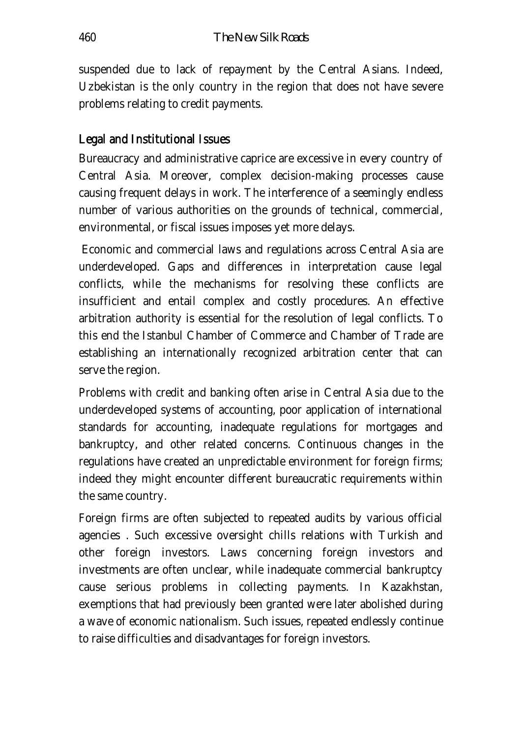suspended due to lack of repayment by the Central Asians. Indeed, Uzbekistan is the only country in the region that does not have severe problems relating to credit payments.

## Legal and Institutional Issues

Bureaucracy and administrative caprice are excessive in every country of Central Asia. Moreover, complex decision-making processes cause causing frequent delays in work. The interference of a seemingly endless number of various authorities on the grounds of technical, commercial, environmental, or fiscal issues imposes yet more delays.

Economic and commercial laws and regulations across Central Asia are underdeveloped. Gaps and differences in interpretation cause legal conflicts, while the mechanisms for resolving these conflicts are insufficient and entail complex and costly procedures. An effective arbitration authority is essential for the resolution of legal conflicts. To this end the Istanbul Chamber of Commerce and Chamber of Trade are establishing an internationally recognized arbitration center that can serve the region.

Problems with credit and banking often arise in Central Asia due to the underdeveloped systems of accounting, poor application of international standards for accounting, inadequate regulations for mortgages and bankruptcy, and other related concerns. Continuous changes in the regulations have created an unpredictable environment for foreign firms; indeed they might encounter different bureaucratic requirements within the same country.

Foreign firms are often subjected to repeated audits by various official agencies . Such excessive oversight chills relations with Turkish and other foreign investors. Laws concerning foreign investors and investments are often unclear, while inadequate commercial bankruptcy cause serious problems in collecting payments. In Kazakhstan, exemptions that had previously been granted were later abolished during a wave of economic nationalism. Such issues, repeated endlessly continue to raise difficulties and disadvantages for foreign investors.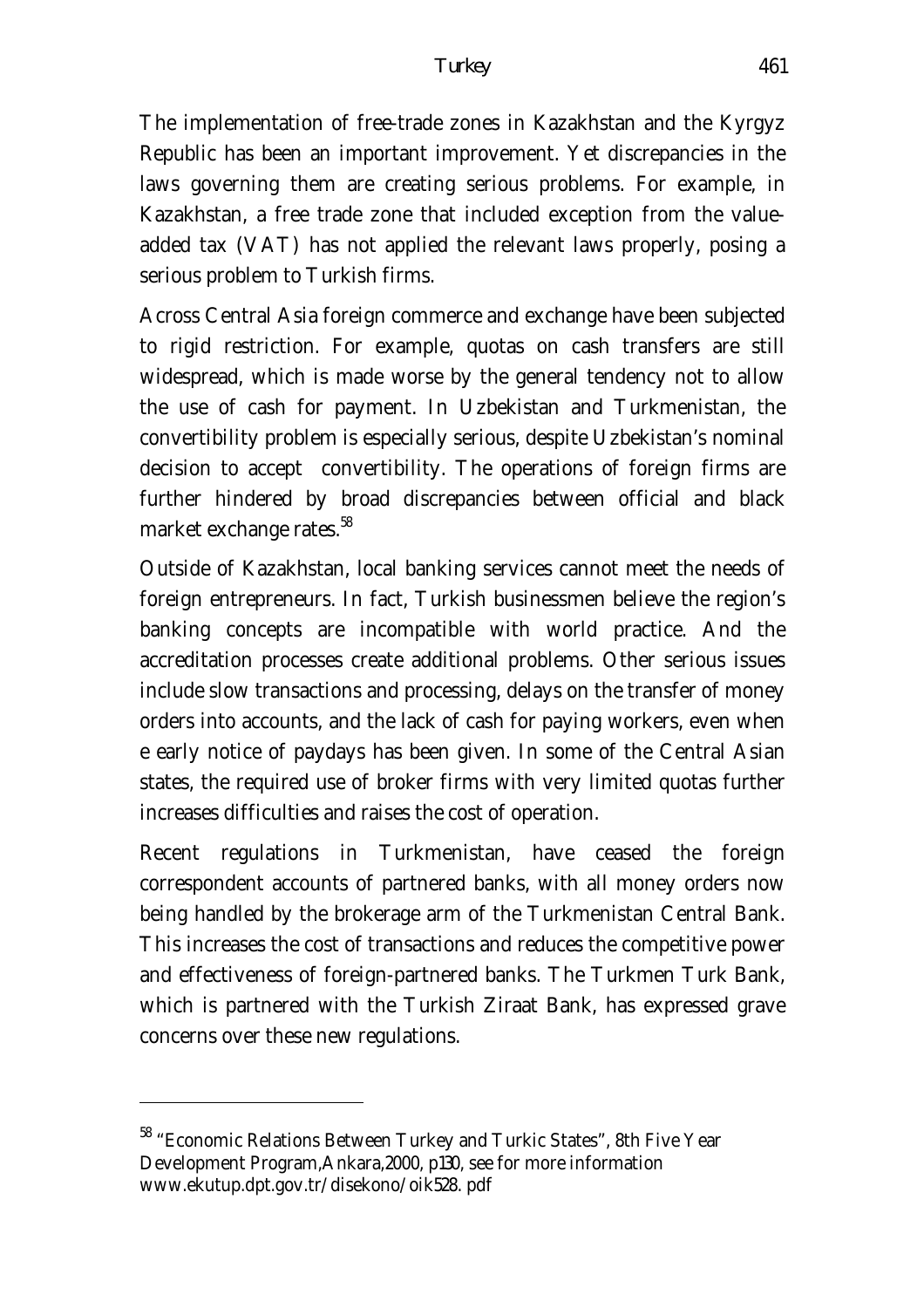The implementation of free-trade zones in Kazakhstan and the Kyrgyz Republic has been an important improvement. Yet discrepancies in the laws governing them are creating serious problems. For example, in Kazakhstan, a free trade zone that included exception from the value-added tax (VAT) has not applied the relevant laws properly, posing a serious problem to Turkish firms.

Across Central Asia foreign commerce and exchange have been subjected to rigid restriction. For example, quotas on cash transfers are still widespread, which is made worse by the general tendency not to allow the use of cash for payment. In Uzbekistan and Turkmenistan, the convertibility problem is especially serious, despite Uzbekistan's nominal decision to accept convertibility. The operations of foreign firms are further hindered by broad discrepancies between official and black market exchange rates.[58]

Outside of Kazakhstan, local banking services cannot meet the needs of foreign entrepreneurs. In fact, Turkish businessmen believe the region's banking concepts are incompatible with world practice. And the accreditation processes create additional problems. Other serious issues include slow transactions and processing, delays on the transfer of money orders into accounts, and the lack of cash for paying workers, even when e early notice of paydays has been given. In some of the Central Asian states, the required use of broker firms with very limited quotas further increases difficulties and raises the cost of operation.

Recent regulations in Turkmenistan, have ceased the foreign correspondent accounts of partnered banks, with all money orders now being handled by the brokerage arm of the Turkmenistan Central Bank. This increases the cost of transactions and reduces the competitive power and effectiveness of foreign-partnered banks. The Turkmen Turk Bank, which is partnered with the Turkish Ziraat Bank, has expressed grave concerns over these new regulations.

---

[58] "Economic Relations Between Turkey and Turkic States", 8th Five Year Development Program,Ankara,2000, p130, see for more information www.ekutup.dpt.gov.tr/disekono/oik528. pdf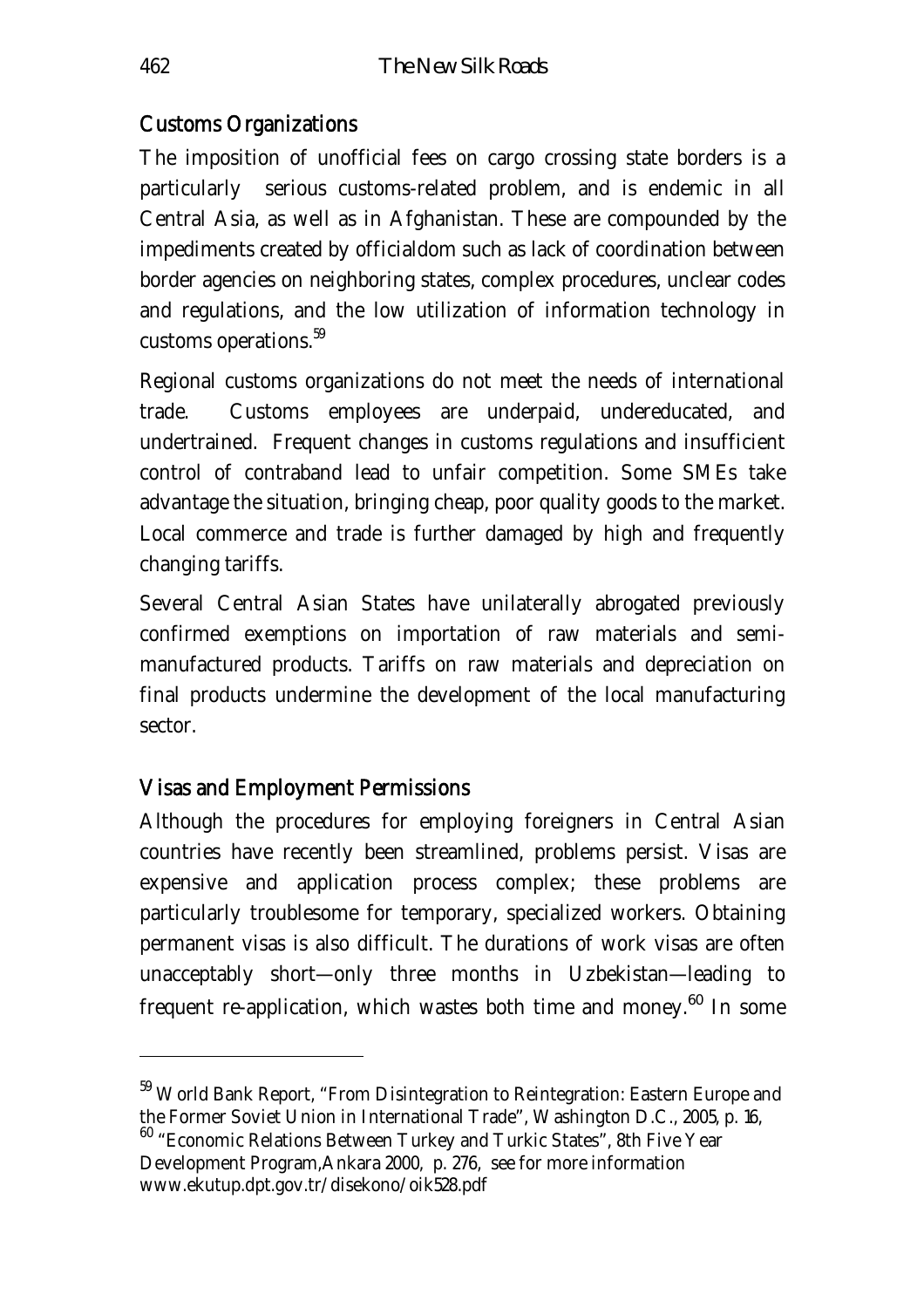## Customs Organizations

The imposition of unofficial fees on cargo crossing state borders is a particularly serious customs-related problem, and is endemic in all Central Asia, as well as in Afghanistan. These are compounded by the impediments created by officialdom such as lack of coordination between border agencies on neighboring states, complex procedures, unclear codes and regulations, and the low utilization of information technology in customs operations.[59]

Regional customs organizations do not meet the needs of international trade. Customs employees are underpaid, undereducated, and undertrained. Frequent changes in customs regulations and insufficient control of contraband lead to unfair competition. Some SMEs take advantage the situation, bringing cheap, poor quality goods to the market. Local commerce and trade is further damaged by high and frequently changing tariffs.

Several Central Asian States have unilaterally abrogated previously confirmed exemptions on importation of raw materials and semi-manufactured products. Tariffs on raw materials and depreciation on final products undermine the development of the local manufacturing sector.

## Visas and Employment Permissions

Although the procedures for employing foreigners in Central Asian countries have recently been streamlined, problems persist. Visas are expensive and application process complex; these problems are particularly troublesome for temporary, specialized workers. Obtaining permanent visas is also difficult. The durations of work visas are often unacceptably short—only three months in Uzbekistan—leading to frequent re-application, which wastes both time and money.[60] In some

---

[59] World Bank Report, "From Disintegration to Reintegration: Eastern Europe and the Former Soviet Union in International Trade", Washington D.C., 2005, p. 16,

[60] "Economic Relations Between Turkey and Turkic States", 8th Five Year Development Program,Ankara 2000, p. 276, see for more information www.ekutup.dpt.gov.tr/disekono/oik528.pdf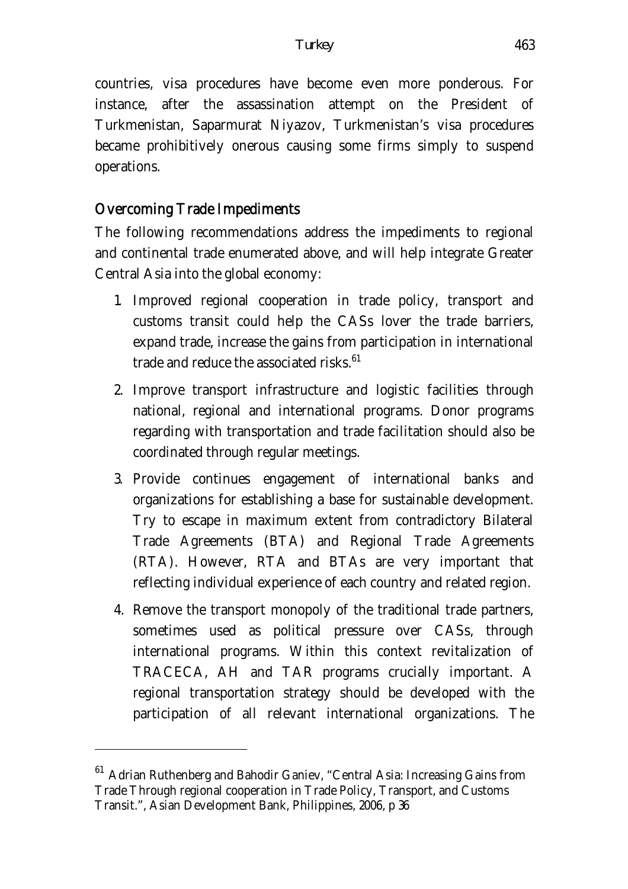countries, visa procedures have become even more ponderous. For instance, after the assassination attempt on the President of Turkmenistan, Saparmurat Niyazov, Turkmenistan's visa procedures became prohibitively onerous causing some firms simply to suspend operations.

## Overcoming Trade Impediments

The following recommendations address the impediments to regional and continental trade enumerated above, and will help integrate Greater Central Asia into the global economy:

1. Improved regional cooperation in trade policy, transport and customs transit could help the CASs lover the trade barriers, expand trade, increase the gains from participation in international trade and reduce the associated risks.[61]

2. Improve transport infrastructure and logistic facilities through national, regional and international programs. Donor programs regarding with transportation and trade facilitation should also be coordinated through regular meetings.

3. Provide continues engagement of international banks and organizations for establishing a base for sustainable development. Try to escape in maximum extent from contradictory Bilateral Trade Agreements (BTA) and Regional Trade Agreements (RTA). However, RTA and BTAs are very important that reflecting individual experience of each country and related region.

4. Remove the transport monopoly of the traditional trade partners, sometimes used as political pressure over CASs, through international programs. Within this context revitalization of TRACECA, AH and TAR programs crucially important. A regional transportation strategy should be developed with the participation of all relevant international organizations. The

---

[61] Adrian Ruthenberg and Bahodir Ganiev, "Central Asia: Increasing Gains from Trade Through regional cooperation in Trade Policy, Transport, and Customs Transit.", Asian Development Bank, Philippines, 2006, p 36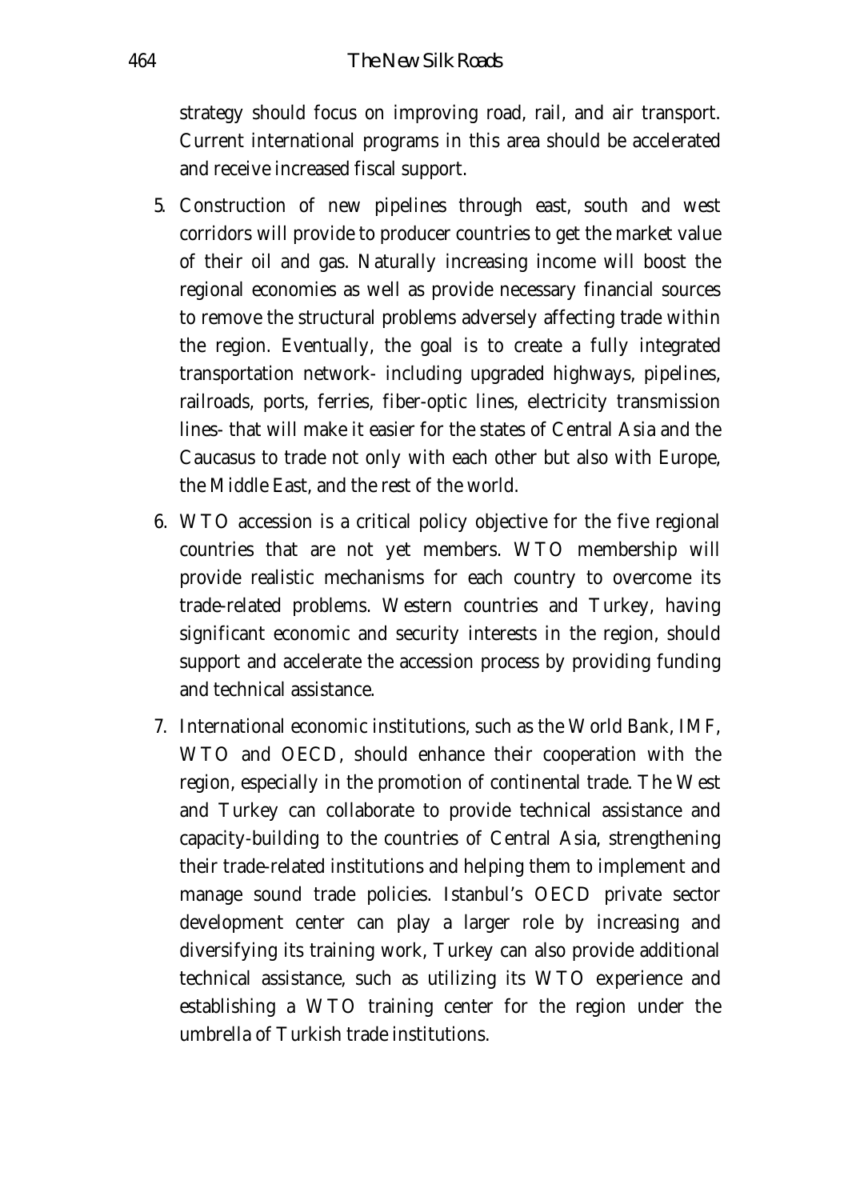strategy should focus on improving road, rail, and air transport. Current international programs in this area should be accelerated and receive increased fiscal support.

5. Construction of new pipelines through east, south and west corridors will provide to producer countries to get the market value of their oil and gas. Naturally increasing income will boost the regional economies as well as provide necessary financial sources to remove the structural problems adversely affecting trade within the region. Eventually, the goal is to create a fully integrated transportation network- including upgraded highways, pipelines, railroads, ports, ferries, fiber-optic lines, electricity transmission lines- that will make it easier for the states of Central Asia and the Caucasus to trade not only with each other but also with Europe, the Middle East, and the rest of the world.

6. WTO accession is a critical policy objective for the five regional countries that are not yet members. WTO membership will provide realistic mechanisms for each country to overcome its trade-related problems. Western countries and Turkey, having significant economic and security interests in the region, should support and accelerate the accession process by providing funding and technical assistance.

7. International economic institutions, such as the World Bank, IMF, WTO and OECD, should enhance their cooperation with the region, especially in the promotion of continental trade. The West and Turkey can collaborate to provide technical assistance and capacity-building to the countries of Central Asia, strengthening their trade-related institutions and helping them to implement and manage sound trade policies. Istanbul's OECD private sector development center can play a larger role by increasing and diversifying its training work, Turkey can also provide additional technical assistance, such as utilizing its WTO experience and establishing a WTO training center for the region under the umbrella of Turkish trade institutions.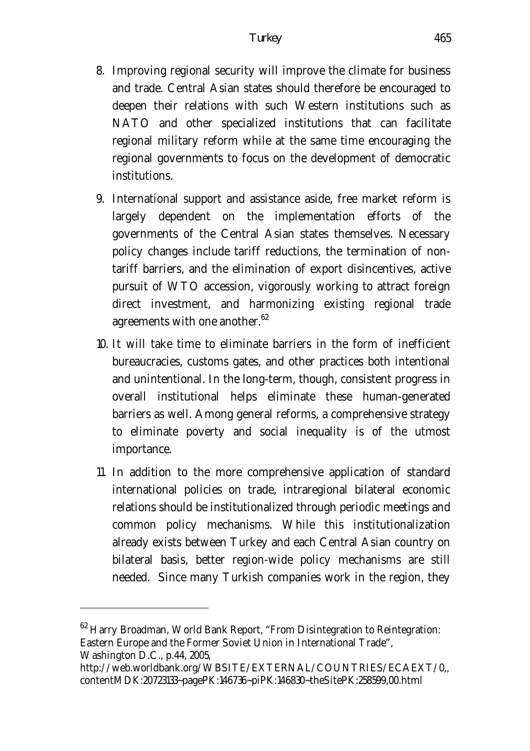8. Improving regional security will improve the climate for business and trade. Central Asian states should therefore be encouraged to deepen their relations with such Western institutions such as NATO and other specialized institutions that can facilitate regional military reform while at the same time encouraging the regional governments to focus on the development of democratic institutions.

9. International support and assistance aside, free market reform is largely dependent on the implementation efforts of the governments of the Central Asian states themselves. Necessary policy changes include tariff reductions, the termination of non-tariff barriers, and the elimination of export disincentives, active pursuit of WTO accession, vigorously working to attract foreign direct investment, and harmonizing existing regional trade agreements with one another.[62]

10. It will take time to eliminate barriers in the form of inefficient bureaucracies, customs gates, and other practices both intentional and unintentional. In the long-term, though, consistent progress in overall institutional helps eliminate these human-generated barriers as well. Among general reforms, a comprehensive strategy to eliminate poverty and social inequality is of the utmost importance.

11. In addition to the more comprehensive application of standard international policies on trade, intraregional bilateral economic relations should be institutionalized through periodic meetings and common policy mechanisms. While this institutionalization already exists between Turkey and each Central Asian country on bilateral basis, better region-wide policy mechanisms are still needed. Since many Turkish companies work in the region, they

---

[62] Harry Broadman, World Bank Report, "From Disintegration to Reintegration: Eastern Europe and the Former Soviet Union in International Trade", Washington D.C., p.44, 2005, http://web.worldbank.org/WBSITE/EXTERNAL/COUNTRIES/ECAEXT/0,,contentMDK:20723133~pagePK:146736~piPK:146830~theSitePK:258599,00.html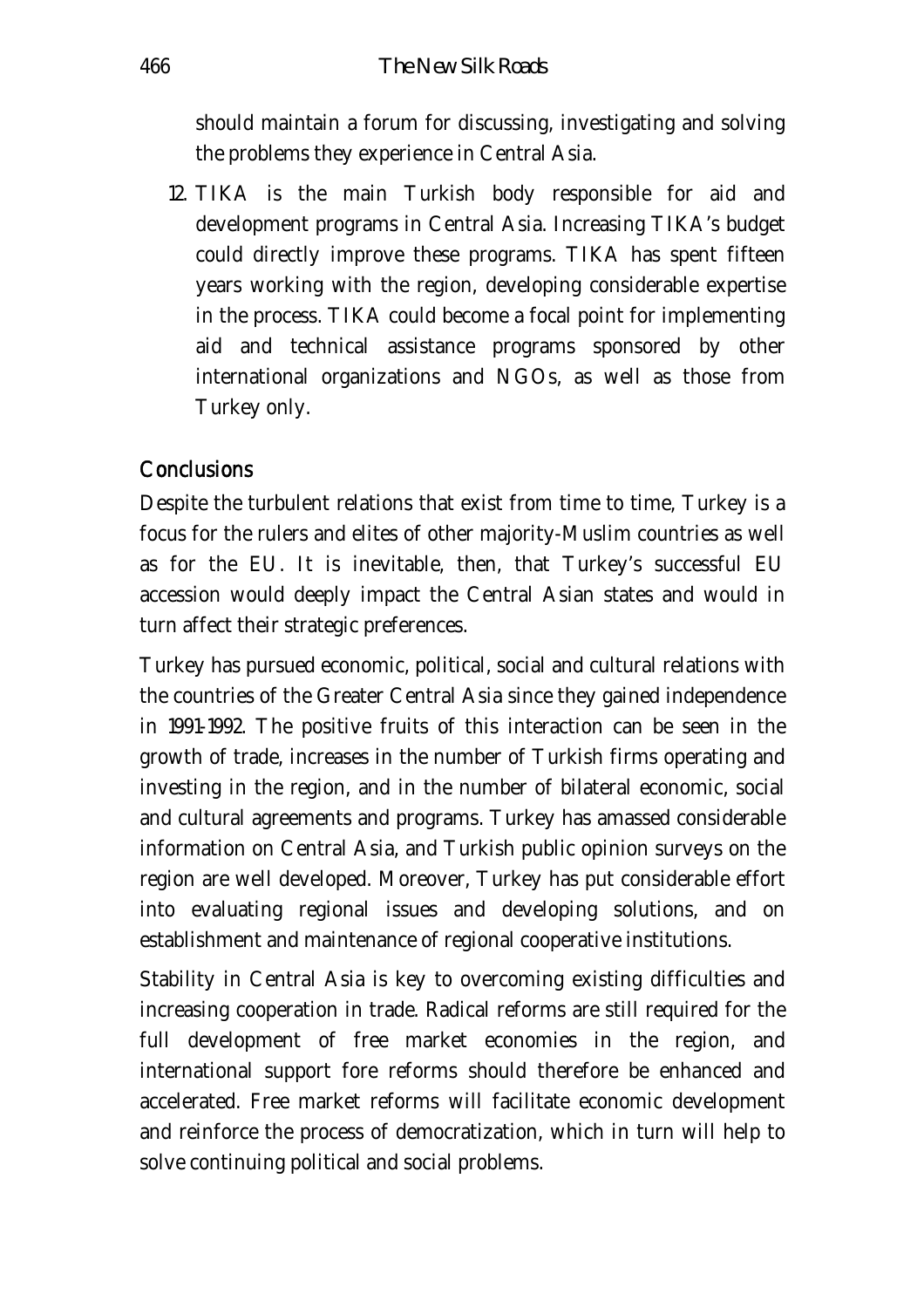should maintain a forum for discussing, investigating and solving the problems they experience in Central Asia.

12. TIKA is the main Turkish body responsible for aid and development programs in Central Asia. Increasing TIKA's budget could directly improve these programs. TIKA has spent fifteen years working with the region, developing considerable expertise in the process. TIKA could become a focal point for implementing aid and technical assistance programs sponsored by other international organizations and NGOs, as well as those from Turkey only.

## Conclusions

Despite the turbulent relations that exist from time to time, Turkey is a focus for the rulers and elites of other majority-Muslim countries as well as for the EU. It is inevitable, then, that Turkey's successful EU accession would deeply impact the Central Asian states and would in turn affect their strategic preferences.

Turkey has pursued economic, political, social and cultural relations with the countries of the Greater Central Asia since they gained independence in 1991-1992. The positive fruits of this interaction can be seen in the growth of trade, increases in the number of Turkish firms operating and investing in the region, and in the number of bilateral economic, social and cultural agreements and programs. Turkey has amassed considerable information on Central Asia, and Turkish public opinion surveys on the region are well developed. Moreover, Turkey has put considerable effort into evaluating regional issues and developing solutions, and on establishment and maintenance of regional cooperative institutions.

Stability in Central Asia is key to overcoming existing difficulties and increasing cooperation in trade. Radical reforms are still required for the full development of free market economies in the region, and international support fore reforms should therefore be enhanced and accelerated. Free market reforms will facilitate economic development and reinforce the process of democratization, which in turn will help to solve continuing political and social problems.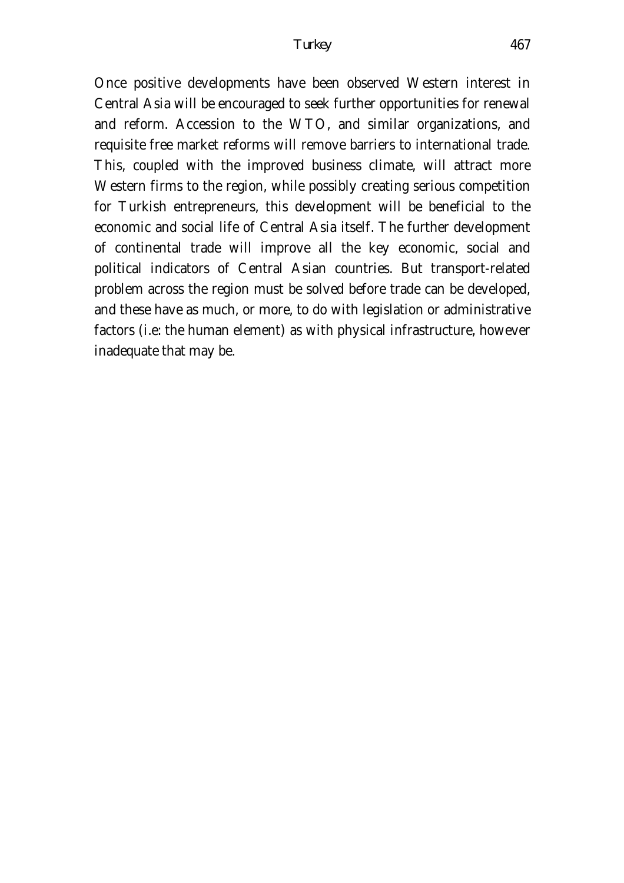Once positive developments have been observed Western interest in Central Asia will be encouraged to seek further opportunities for renewal and reform. Accession to the WTO, and similar organizations, and requisite free market reforms will remove barriers to international trade. This, coupled with the improved business climate, will attract more Western firms to the region, while possibly creating serious competition for Turkish entrepreneurs, this development will be beneficial to the economic and social life of Central Asia itself. The further development of continental trade will improve all the key economic, social and political indicators of Central Asian countries. But transport-related problem across the region must be solved before trade can be developed, and these have as much, or more, to do with legislation or administrative factors (i.e: the human element) as with physical infrastructure, however inadequate that may be.